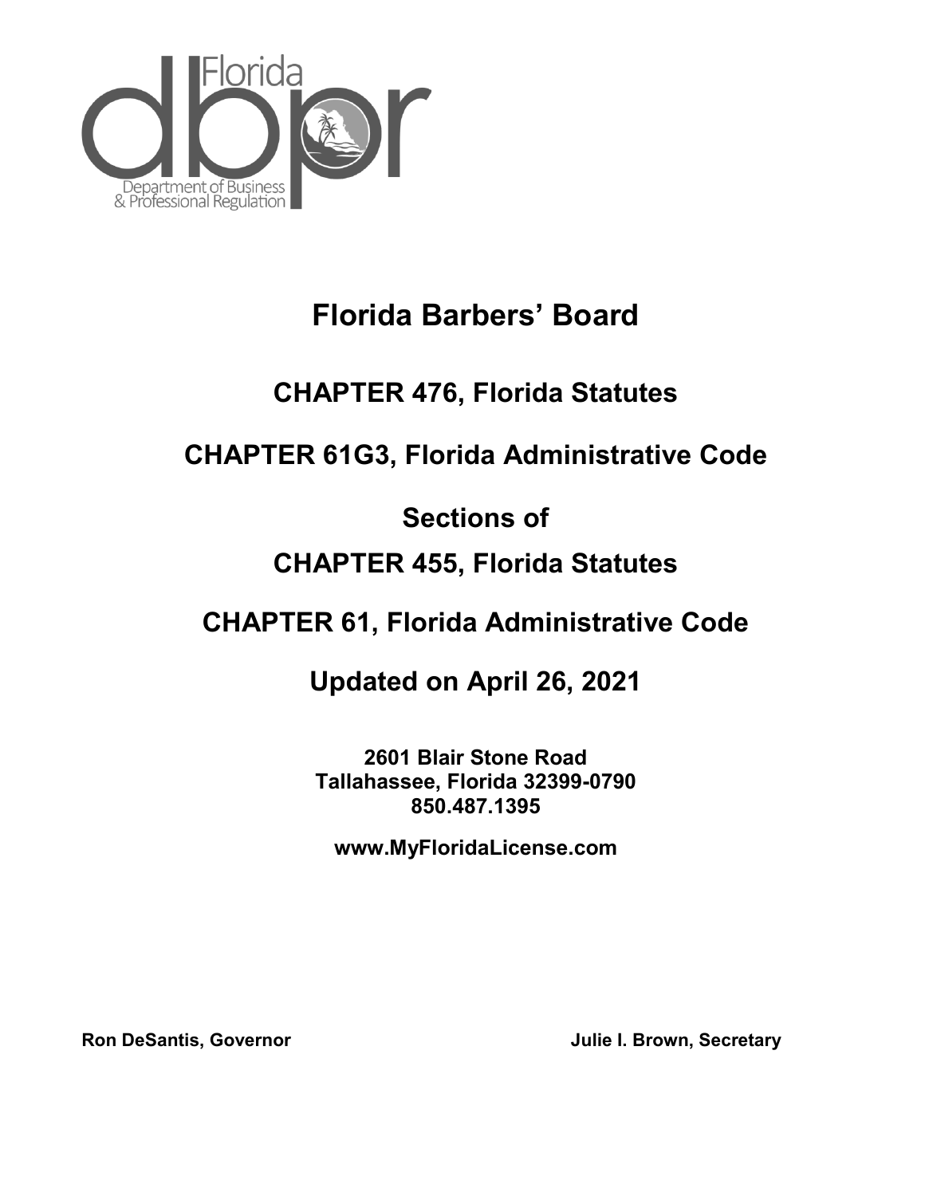Florida

dbpr

Department of Business
& Professional Regulation

# Florida Barbers' Board

## CHAPTER 476, Florida Statutes

## CHAPTER 61G3, Florida Administrative Code

## Sections of

## CHAPTER 455, Florida Statutes

## CHAPTER 61, Florida Administrative Code

## Updated on April 26, 2021

**2601 Blair Stone Road**
**Tallahassee, Florida 32399-0790**
**850.487.1395**

**www.MyFloridaLicense.com**

**Ron DeSantis, Governor** **Julie I. Brown, Secretary**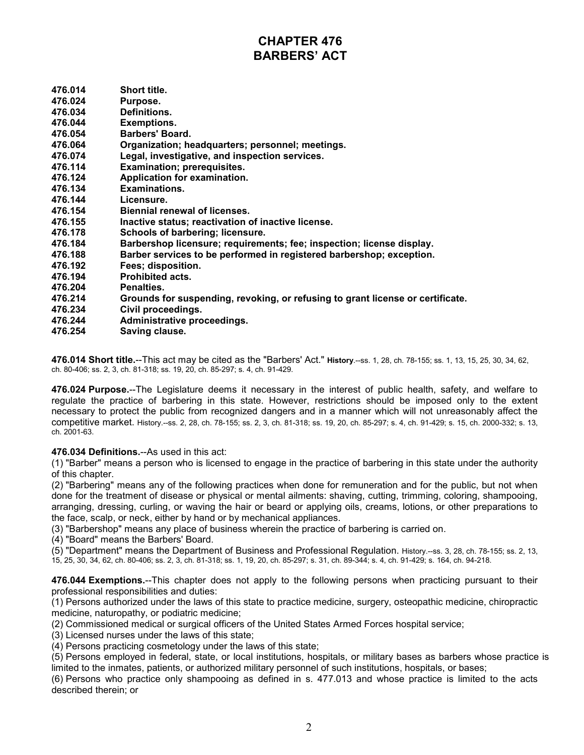# CHAPTER 476
# BARBERS' ACT

**476.014 Short title.**
**476.024 Purpose.**
**476.034 Definitions.**
**476.044 Exemptions.**
**476.054 Barbers' Board.**
**476.064 Organization; headquarters; personnel; meetings.**
**476.074 Legal, investigative, and inspection services.**
**476.114 Examination; prerequisites.**
**476.124 Application for examination.**
**476.134 Examinations.**
**476.144 Licensure.**
**476.154 Biennial renewal of licenses.**
**476.155 Inactive status; reactivation of inactive license.**
**476.178 Schools of barbering; licensure.**
**476.184 Barbershop licensure; requirements; fee; inspection; license display.**
**476.188 Barber services to be performed in registered barbershop; exception.**
**476.192 Fees; disposition.**
**476.194 Prohibited acts.**
**476.204 Penalties.**
**476.214 Grounds for suspending, revoking, or refusing to grant license or certificate.**
**476.234 Civil proceedings.**
**476.244 Administrative proceedings.**
**476.254 Saving clause.**

**476.014 Short title.**--This act may be cited as the "Barbers' Act." **History**.--ss. 1, 28, ch. 78-155; ss. 1, 13, 15, 25, 30, 34, 62, ch. 80-406; ss. 2, 3, ch. 81-318; ss. 19, 20, ch. 85-297; s. 4, ch. 91-429.

**476.024 Purpose.**--The Legislature deems it necessary in the interest of public health, safety, and welfare to regulate the practice of barbering in this state. However, restrictions should be imposed only to the extent necessary to protect the public from recognized dangers and in a manner which will not unreasonably affect the competitive market. History.--ss. 2, 28, ch. 78-155; ss. 2, 3, ch. 81-318; ss. 19, 20, ch. 85-297; s. 4, ch. 91-429; s. 15, ch. 2000-332; s. 13, ch. 2001-63.

**476.034 Definitions.**--As used in this act:

(1) "Barber" means a person who is licensed to engage in the practice of barbering in this state under the authority of this chapter.

(2) "Barbering" means any of the following practices when done for remuneration and for the public, but not when done for the treatment of disease or physical or mental ailments: shaving, cutting, trimming, coloring, shampooing, arranging, dressing, curling, or waving the hair or beard or applying oils, creams, lotions, or other preparations to the face, scalp, or neck, either by hand or by mechanical appliances.

(3) "Barbershop" means any place of business wherein the practice of barbering is carried on.

(4) "Board" means the Barbers' Board.

(5) "Department" means the Department of Business and Professional Regulation. History.--ss. 3, 28, ch. 78-155; ss. 2, 13, 15, 25, 30, 34, 62, ch. 80-406; ss. 2, 3, ch. 81-318; ss. 1, 19, 20, ch. 85-297; s. 31, ch. 89-344; s. 4, ch. 91-429; s. 164, ch. 94-218.

**476.044 Exemptions.**--This chapter does not apply to the following persons when practicing pursuant to their professional responsibilities and duties:

(1) Persons authorized under the laws of this state to practice medicine, surgery, osteopathic medicine, chiropractic medicine, naturopathy, or podiatric medicine;

(2) Commissioned medical or surgical officers of the United States Armed Forces hospital service;

(3) Licensed nurses under the laws of this state;

(4) Persons practicing cosmetology under the laws of this state;

(5) Persons employed in federal, state, or local institutions, hospitals, or military bases as barbers whose practice is limited to the inmates, patients, or authorized military personnel of such institutions, hospitals, or bases;

(6) Persons who practice only shampooing as defined in s. 477.013 and whose practice is limited to the acts described therein; or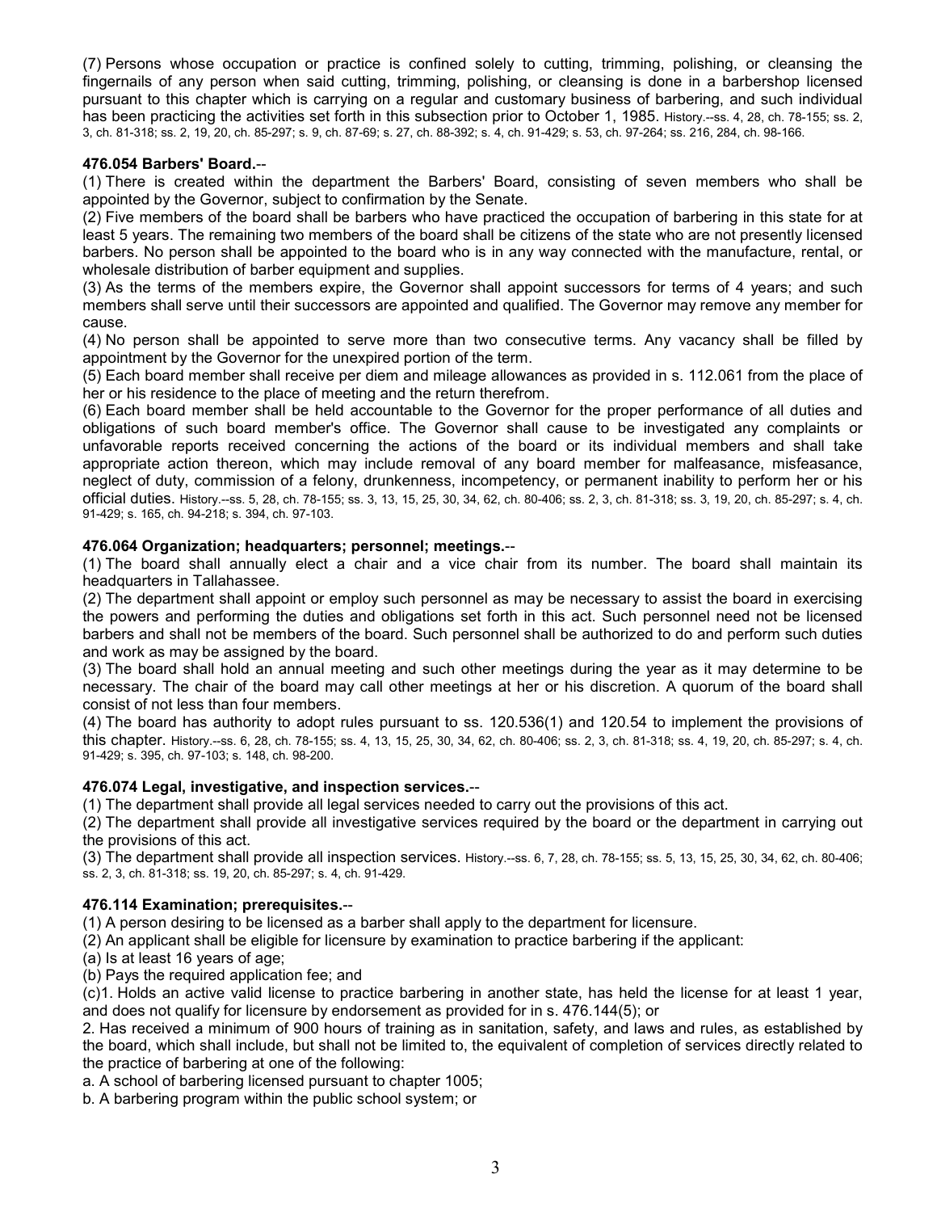(7) Persons whose occupation or practice is confined solely to cutting, trimming, polishing, or cleansing the fingernails of any person when said cutting, trimming, polishing, or cleansing is done in a barbershop licensed pursuant to this chapter which is carrying on a regular and customary business of barbering, and such individual has been practicing the activities set forth in this subsection prior to October 1, 1985. History.--ss. 4, 28, ch. 78-155; ss. 2, 3, ch. 81-318; ss. 2, 19, 20, ch. 85-297; s. 9, ch. 87-69; s. 27, ch. 88-392; s. 4, ch. 91-429; s. 53, ch. 97-264; ss. 216, 284, ch. 98-166.

**476.054 Barbers' Board.**--

(1) There is created within the department the Barbers' Board, consisting of seven members who shall be appointed by the Governor, subject to confirmation by the Senate.

(2) Five members of the board shall be barbers who have practiced the occupation of barbering in this state for at least 5 years. The remaining two members of the board shall be citizens of the state who are not presently licensed barbers. No person shall be appointed to the board who is in any way connected with the manufacture, rental, or wholesale distribution of barber equipment and supplies.

(3) As the terms of the members expire, the Governor shall appoint successors for terms of 4 years; and such members shall serve until their successors are appointed and qualified. The Governor may remove any member for cause.

(4) No person shall be appointed to serve more than two consecutive terms. Any vacancy shall be filled by appointment by the Governor for the unexpired portion of the term.

(5) Each board member shall receive per diem and mileage allowances as provided in s. 112.061 from the place of her or his residence to the place of meeting and the return therefrom.

(6) Each board member shall be held accountable to the Governor for the proper performance of all duties and obligations of such board member's office. The Governor shall cause to be investigated any complaints or unfavorable reports received concerning the actions of the board or its individual members and shall take appropriate action thereon, which may include removal of any board member for malfeasance, misfeasance, neglect of duty, commission of a felony, drunkenness, incompetency, or permanent inability to perform her or his official duties. History.--ss. 5, 28, ch. 78-155; ss. 3, 13, 15, 25, 30, 34, 62, ch. 80-406; ss. 2, 3, ch. 81-318; ss. 3, 19, 20, ch. 85-297; s. 4, ch. 91-429; s. 165, ch. 94-218; s. 394, ch. 97-103.

**476.064 Organization; headquarters; personnel; meetings.**--

(1) The board shall annually elect a chair and a vice chair from its number. The board shall maintain its headquarters in Tallahassee.

(2) The department shall appoint or employ such personnel as may be necessary to assist the board in exercising the powers and performing the duties and obligations set forth in this act. Such personnel need not be licensed barbers and shall not be members of the board. Such personnel shall be authorized to do and perform such duties and work as may be assigned by the board.

(3) The board shall hold an annual meeting and such other meetings during the year as it may determine to be necessary. The chair of the board may call other meetings at her or his discretion. A quorum of the board shall consist of not less than four members.

(4) The board has authority to adopt rules pursuant to ss. 120.536(1) and 120.54 to implement the provisions of this chapter. History.--ss. 6, 28, ch. 78-155; ss. 4, 13, 15, 25, 30, 34, 62, ch. 80-406; ss. 2, 3, ch. 81-318; ss. 4, 19, 20, ch. 85-297; s. 4, ch. 91-429; s. 395, ch. 97-103; s. 148, ch. 98-200.

**476.074 Legal, investigative, and inspection services.**--

(1) The department shall provide all legal services needed to carry out the provisions of this act.

(2) The department shall provide all investigative services required by the board or the department in carrying out the provisions of this act.

(3) The department shall provide all inspection services. History.--ss. 6, 7, 28, ch. 78-155; ss. 5, 13, 15, 25, 30, 34, 62, ch. 80-406; ss. 2, 3, ch. 81-318; ss. 19, 20, ch. 85-297; s. 4, ch. 91-429.

**476.114 Examination; prerequisites.**--

(1) A person desiring to be licensed as a barber shall apply to the department for licensure.

(2) An applicant shall be eligible for licensure by examination to practice barbering if the applicant:

(a) Is at least 16 years of age;

(b) Pays the required application fee; and

(c)1. Holds an active valid license to practice barbering in another state, has held the license for at least 1 year, and does not qualify for licensure by endorsement as provided for in s. 476.144(5); or

2. Has received a minimum of 900 hours of training as in sanitation, safety, and laws and rules, as established by the board, which shall include, but shall not be limited to, the equivalent of completion of services directly related to the practice of barbering at one of the following:

a. A school of barbering licensed pursuant to chapter 1005;

b. A barbering program within the public school system; or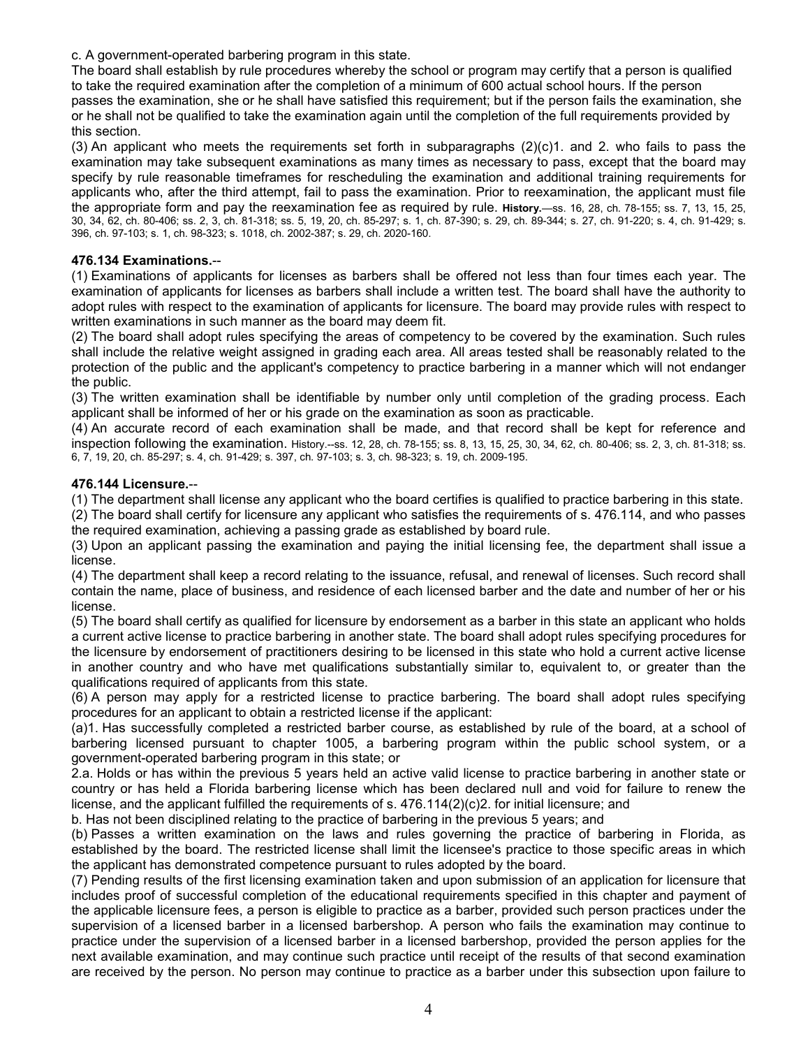c. A government-operated barbering program in this state.

The board shall establish by rule procedures whereby the school or program may certify that a person is qualified to take the required examination after the completion of a minimum of 600 actual school hours. If the person passes the examination, she or he shall have satisfied this requirement; but if the person fails the examination, she or he shall not be qualified to take the examination again until the completion of the full requirements provided by this section.

(3) An applicant who meets the requirements set forth in subparagraphs (2)(c)1. and 2. who fails to pass the examination may take subsequent examinations as many times as necessary to pass, except that the board may specify by rule reasonable timeframes for rescheduling the examination and additional training requirements for applicants who, after the third attempt, fail to pass the examination. Prior to reexamination, the applicant must file the appropriate form and pay the reexamination fee as required by rule. **History.**—ss. 16, 28, ch. 78-155; ss. 7, 13, 15, 25, 30, 34, 62, ch. 80-406; ss. 2, 3, ch. 81-318; ss. 5, 19, 20, ch. 85-297; s. 1, ch. 87-390; s. 29, ch. 89-344; s. 27, ch. 91-220; s. 4, ch. 91-429; s. 396, ch. 97-103; s. 1, ch. 98-323; s. 1018, ch. 2002-387; s. 29, ch. 2020-160.

**476.134 Examinations.**--

(1) Examinations of applicants for licenses as barbers shall be offered not less than four times each year. The examination of applicants for licenses as barbers shall include a written test. The board shall have the authority to adopt rules with respect to the examination of applicants for licensure. The board may provide rules with respect to written examinations in such manner as the board may deem fit.

(2) The board shall adopt rules specifying the areas of competency to be covered by the examination. Such rules shall include the relative weight assigned in grading each area. All areas tested shall be reasonably related to the protection of the public and the applicant's competency to practice barbering in a manner which will not endanger the public.

(3) The written examination shall be identifiable by number only until completion of the grading process. Each applicant shall be informed of her or his grade on the examination as soon as practicable.

(4) An accurate record of each examination shall be made, and that record shall be kept for reference and inspection following the examination. History.--ss. 12, 28, ch. 78-155; ss. 8, 13, 15, 25, 30, 34, 62, ch. 80-406; ss. 2, 3, ch. 81-318; ss. 6, 7, 19, 20, ch. 85-297; s. 4, ch. 91-429; s. 397, ch. 97-103; s. 3, ch. 98-323; s. 19, ch. 2009-195.

**476.144 Licensure.**--

(1) The department shall license any applicant who the board certifies is qualified to practice barbering in this state.

(2) The board shall certify for licensure any applicant who satisfies the requirements of s. 476.114, and who passes the required examination, achieving a passing grade as established by board rule.

(3) Upon an applicant passing the examination and paying the initial licensing fee, the department shall issue a license.

(4) The department shall keep a record relating to the issuance, refusal, and renewal of licenses. Such record shall contain the name, place of business, and residence of each licensed barber and the date and number of her or his license.

(5) The board shall certify as qualified for licensure by endorsement as a barber in this state an applicant who holds a current active license to practice barbering in another state. The board shall adopt rules specifying procedures for the licensure by endorsement of practitioners desiring to be licensed in this state who hold a current active license in another country and who have met qualifications substantially similar to, equivalent to, or greater than the qualifications required of applicants from this state.

(6) A person may apply for a restricted license to practice barbering. The board shall adopt rules specifying procedures for an applicant to obtain a restricted license if the applicant:

(a)1. Has successfully completed a restricted barber course, as established by rule of the board, at a school of barbering licensed pursuant to chapter 1005, a barbering program within the public school system, or a government-operated barbering program in this state; or

2.a. Holds or has within the previous 5 years held an active valid license to practice barbering in another state or country or has held a Florida barbering license which has been declared null and void for failure to renew the license, and the applicant fulfilled the requirements of s. 476.114(2)(c)2. for initial licensure; and

b. Has not been disciplined relating to the practice of barbering in the previous 5 years; and

(b) Passes a written examination on the laws and rules governing the practice of barbering in Florida, as established by the board. The restricted license shall limit the licensee's practice to those specific areas in which the applicant has demonstrated competence pursuant to rules adopted by the board.

(7) Pending results of the first licensing examination taken and upon submission of an application for licensure that includes proof of successful completion of the educational requirements specified in this chapter and payment of the applicable licensure fees, a person is eligible to practice as a barber, provided such person practices under the supervision of a licensed barber in a licensed barbershop. A person who fails the examination may continue to practice under the supervision of a licensed barber in a licensed barbershop, provided the person applies for the next available examination, and may continue such practice until receipt of the results of that second examination are received by the person. No person may continue to practice as a barber under this subsection upon failure to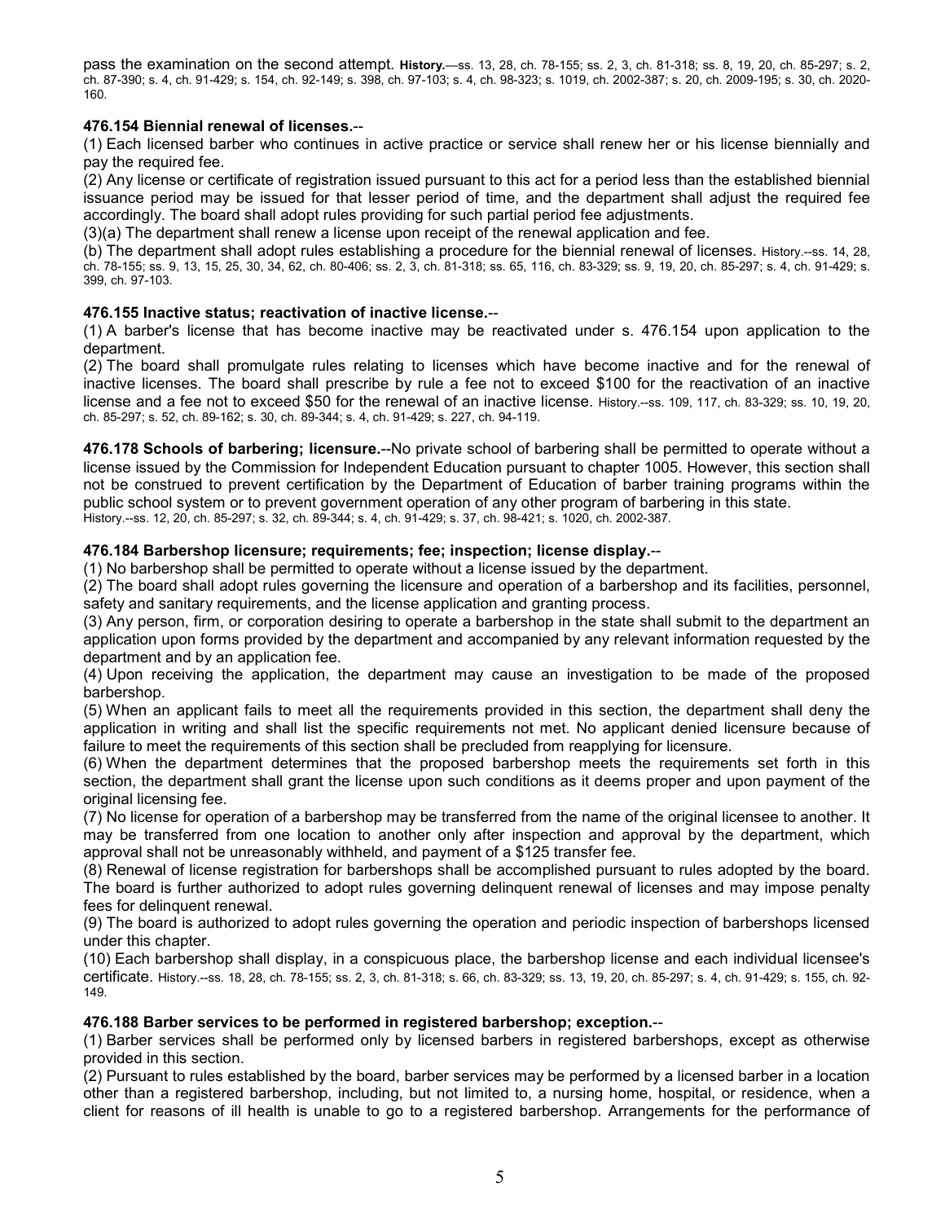pass the examination on the second attempt. **History.**—ss. 13, 28, ch. 78-155; ss. 2, 3, ch. 81-318; ss. 8, 19, 20, ch. 85-297; s. 2, ch. 87-390; s. 4, ch. 91-429; s. 154, ch. 92-149; s. 398, ch. 97-103; s. 4, ch. 98-323; s. 1019, ch. 2002-387; s. 20, ch. 2009-195; s. 30, ch. 2020-160.

**476.154 Biennial renewal of licenses.**--

(1) Each licensed barber who continues in active practice or service shall renew her or his license biennially and pay the required fee.

(2) Any license or certificate of registration issued pursuant to this act for a period less than the established biennial issuance period may be issued for that lesser period of time, and the department shall adjust the required fee accordingly. The board shall adopt rules providing for such partial period fee adjustments.

(3)(a) The department shall renew a license upon receipt of the renewal application and fee.

(b) The department shall adopt rules establishing a procedure for the biennial renewal of licenses. History.--ss. 14, 28, ch. 78-155; ss. 9, 13, 15, 25, 30, 34, 62, ch. 80-406; ss. 2, 3, ch. 81-318; ss. 65, 116, ch. 83-329; ss. 9, 19, 20, ch. 85-297; s. 4, ch. 91-429; s. 399, ch. 97-103.

**476.155 Inactive status; reactivation of inactive license.**--

(1) A barber's license that has become inactive may be reactivated under s. 476.154 upon application to the department.

(2) The board shall promulgate rules relating to licenses which have become inactive and for the renewal of inactive licenses. The board shall prescribe by rule a fee not to exceed $100 for the reactivation of an inactive license and a fee not to exceed $50 for the renewal of an inactive license. History.--ss. 109, 117, ch. 83-329; ss. 10, 19, 20, ch. 85-297; s. 52, ch. 89-162; s. 30, ch. 89-344; s. 4, ch. 91-429; s. 227, ch. 94-119.

**476.178 Schools of barbering; licensure.**--No private school of barbering shall be permitted to operate without a license issued by the Commission for Independent Education pursuant to chapter 1005. However, this section shall not be construed to prevent certification by the Department of Education of barber training programs within the public school system or to prevent government operation of any other program of barbering in this state. History.--ss. 12, 20, ch. 85-297; s. 32, ch. 89-344; s. 4, ch. 91-429; s. 37, ch. 98-421; s. 1020, ch. 2002-387.

**476.184 Barbershop licensure; requirements; fee; inspection; license display.**--

(1) No barbershop shall be permitted to operate without a license issued by the department.

(2) The board shall adopt rules governing the licensure and operation of a barbershop and its facilities, personnel, safety and sanitary requirements, and the license application and granting process.

(3) Any person, firm, or corporation desiring to operate a barbershop in the state shall submit to the department an application upon forms provided by the department and accompanied by any relevant information requested by the department and by an application fee.

(4) Upon receiving the application, the department may cause an investigation to be made of the proposed barbershop.

(5) When an applicant fails to meet all the requirements provided in this section, the department shall deny the application in writing and shall list the specific requirements not met. No applicant denied licensure because of failure to meet the requirements of this section shall be precluded from reapplying for licensure.

(6) When the department determines that the proposed barbershop meets the requirements set forth in this section, the department shall grant the license upon such conditions as it deems proper and upon payment of the original licensing fee.

(7) No license for operation of a barbershop may be transferred from the name of the original licensee to another. It may be transferred from one location to another only after inspection and approval by the department, which approval shall not be unreasonably withheld, and payment of a $125 transfer fee.

(8) Renewal of license registration for barbershops shall be accomplished pursuant to rules adopted by the board. The board is further authorized to adopt rules governing delinquent renewal of licenses and may impose penalty fees for delinquent renewal.

(9) The board is authorized to adopt rules governing the operation and periodic inspection of barbershops licensed under this chapter.

(10) Each barbershop shall display, in a conspicuous place, the barbershop license and each individual licensee's certificate. History.--ss. 18, 28, ch. 78-155; ss. 2, 3, ch. 81-318; s. 66, ch. 83-329; ss. 13, 19, 20, ch. 85-297; s. 4, ch. 91-429; s. 155, ch. 92-149.

**476.188 Barber services to be performed in registered barbershop; exception.**--

(1) Barber services shall be performed only by licensed barbers in registered barbershops, except as otherwise provided in this section.

(2) Pursuant to rules established by the board, barber services may be performed by a licensed barber in a location other than a registered barbershop, including, but not limited to, a nursing home, hospital, or residence, when a client for reasons of ill health is unable to go to a registered barbershop. Arrangements for the performance of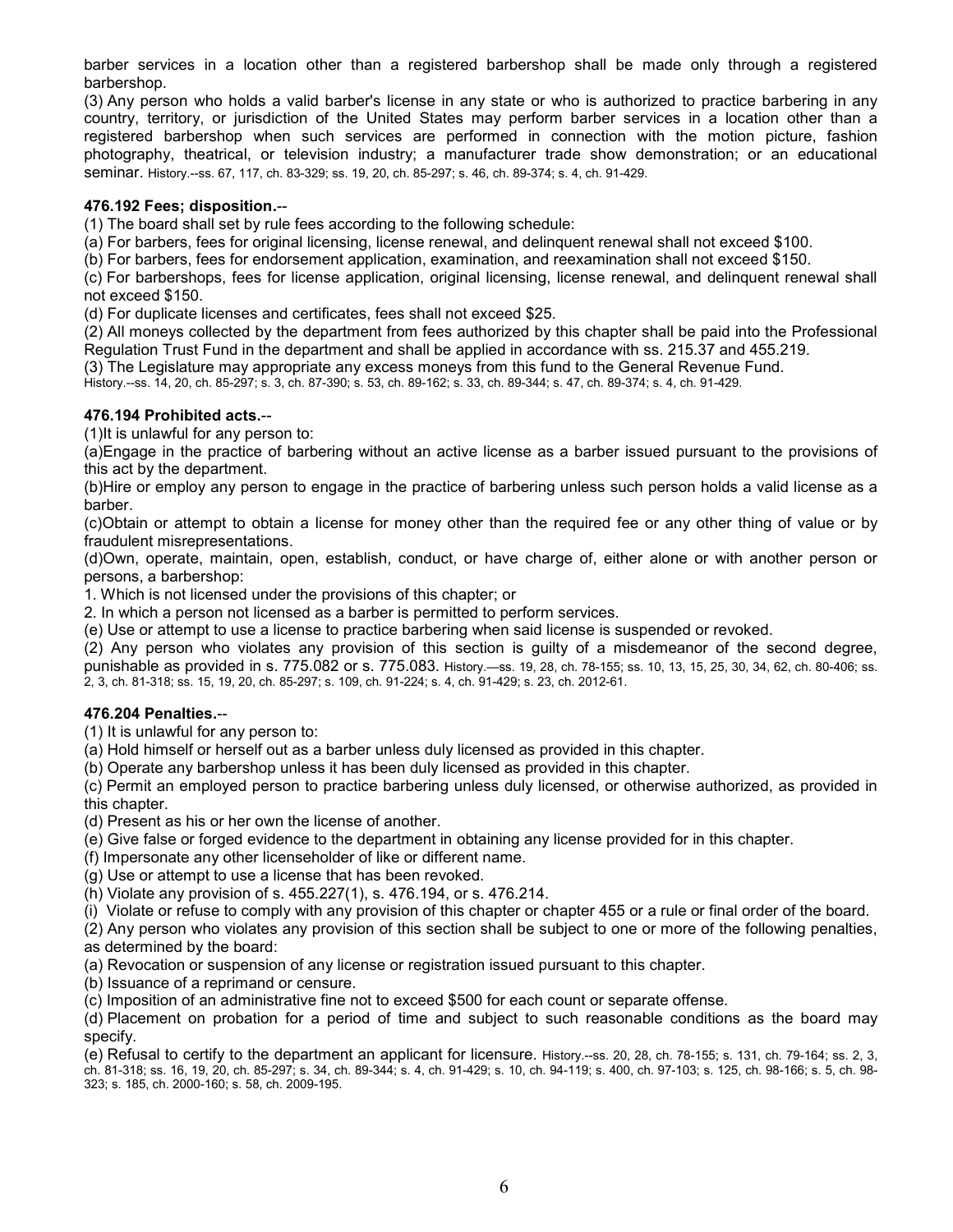barber services in a location other than a registered barbershop shall be made only through a registered barbershop.

(3) Any person who holds a valid barber's license in any state or who is authorized to practice barbering in any country, territory, or jurisdiction of the United States may perform barber services in a location other than a registered barbershop when such services are performed in connection with the motion picture, fashion photography, theatrical, or television industry; a manufacturer trade show demonstration; or an educational seminar. History.--ss. 67, 117, ch. 83-329; ss. 19, 20, ch. 85-297; s. 46, ch. 89-374; s. 4, ch. 91-429.

**476.192 Fees; disposition.**--

(1) The board shall set by rule fees according to the following schedule:

(a) For barbers, fees for original licensing, license renewal, and delinquent renewal shall not exceed $100.

(b) For barbers, fees for endorsement application, examination, and reexamination shall not exceed $150.

(c) For barbershops, fees for license application, original licensing, license renewal, and delinquent renewal shall not exceed $150.

(d) For duplicate licenses and certificates, fees shall not exceed $25.

(2) All moneys collected by the department from fees authorized by this chapter shall be paid into the Professional Regulation Trust Fund in the department and shall be applied in accordance with ss. 215.37 and 455.219.

(3) The Legislature may appropriate any excess moneys from this fund to the General Revenue Fund.

History.--ss. 14, 20, ch. 85-297; s. 3, ch. 87-390; s. 53, ch. 89-162; s. 33, ch. 89-344; s. 47, ch. 89-374; s. 4, ch. 91-429.

**476.194 Prohibited acts.**--

(1)It is unlawful for any person to:

(a)Engage in the practice of barbering without an active license as a barber issued pursuant to the provisions of this act by the department.

(b)Hire or employ any person to engage in the practice of barbering unless such person holds a valid license as a barber.

(c)Obtain or attempt to obtain a license for money other than the required fee or any other thing of value or by fraudulent misrepresentations.

(d)Own, operate, maintain, open, establish, conduct, or have charge of, either alone or with another person or persons, a barbershop:

1. Which is not licensed under the provisions of this chapter; or
2. In which a person not licensed as a barber is permitted to perform services.

(e) Use or attempt to use a license to practice barbering when said license is suspended or revoked.

(2) Any person who violates any provision of this section is guilty of a misdemeanor of the second degree, punishable as provided in s. 775.082 or s. 775.083. History.—ss. 19, 28, ch. 78-155; ss. 10, 13, 15, 25, 30, 34, 62, ch. 80-406; ss. 2, 3, ch. 81-318; ss. 15, 19, 20, ch. 85-297; s. 109, ch. 91-224; s. 4, ch. 91-429; s. 23, ch. 2012-61.

**476.204 Penalties.**--

(1) It is unlawful for any person to:

(a) Hold himself or herself out as a barber unless duly licensed as provided in this chapter.

(b) Operate any barbershop unless it has been duly licensed as provided in this chapter.

(c) Permit an employed person to practice barbering unless duly licensed, or otherwise authorized, as provided in this chapter.

(d) Present as his or her own the license of another.

(e) Give false or forged evidence to the department in obtaining any license provided for in this chapter.

(f) Impersonate any other licenseholder of like or different name.

(g) Use or attempt to use a license that has been revoked.

(h) Violate any provision of s. 455.227(1), s. 476.194, or s. 476.214.

(i) Violate or refuse to comply with any provision of this chapter or chapter 455 or a rule or final order of the board.

(2) Any person who violates any provision of this section shall be subject to one or more of the following penalties, as determined by the board:

(a) Revocation or suspension of any license or registration issued pursuant to this chapter.

(b) Issuance of a reprimand or censure.

(c) Imposition of an administrative fine not to exceed $500 for each count or separate offense.

(d) Placement on probation for a period of time and subject to such reasonable conditions as the board may specify.

(e) Refusal to certify to the department an applicant for licensure. History.--ss. 20, 28, ch. 78-155; s. 131, ch. 79-164; ss. 2, 3, ch. 81-318; ss. 16, 19, 20, ch. 85-297; s. 34, ch. 89-344; s. 4, ch. 91-429; s. 10, ch. 94-119; s. 400, ch. 97-103; s. 125, ch. 98-166; s. 5, ch. 98-323; s. 185, ch. 2000-160; s. 58, ch. 2009-195.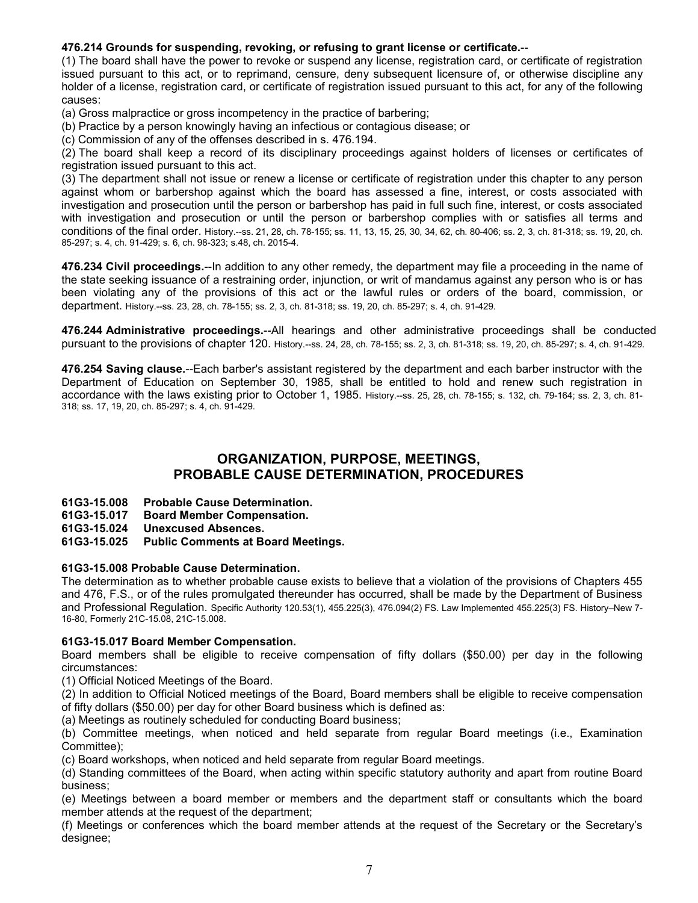**476.214 Grounds for suspending, revoking, or refusing to grant license or certificate.**--

(1) The board shall have the power to revoke or suspend any license, registration card, or certificate of registration issued pursuant to this act, or to reprimand, censure, deny subsequent licensure of, or otherwise discipline any holder of a license, registration card, or certificate of registration issued pursuant to this act, for any of the following causes:

(a) Gross malpractice or gross incompetency in the practice of barbering;

(b) Practice by a person knowingly having an infectious or contagious disease; or

(c) Commission of any of the offenses described in s. 476.194.

(2) The board shall keep a record of its disciplinary proceedings against holders of licenses or certificates of registration issued pursuant to this act.

(3) The department shall not issue or renew a license or certificate of registration under this chapter to any person against whom or barbershop against which the board has assessed a fine, interest, or costs associated with investigation and prosecution until the person or barbershop has paid in full such fine, interest, or costs associated with investigation and prosecution or until the person or barbershop complies with or satisfies all terms and conditions of the final order. History.--ss. 21, 28, ch. 78-155; ss. 11, 13, 15, 25, 30, 34, 62, ch. 80-406; ss. 2, 3, ch. 81-318; ss. 19, 20, ch. 85-297; s. 4, ch. 91-429; s. 6, ch. 98-323; s.48, ch. 2015-4.

**476.234 Civil proceedings.**--In addition to any other remedy, the department may file a proceeding in the name of the state seeking issuance of a restraining order, injunction, or writ of mandamus against any person who is or has been violating any of the provisions of this act or the lawful rules or orders of the board, commission, or department. History.--ss. 23, 28, ch. 78-155; ss. 2, 3, ch. 81-318; ss. 19, 20, ch. 85-297; s. 4, ch. 91-429.

**476.244 Administrative proceedings.**--All hearings and other administrative proceedings shall be conducted pursuant to the provisions of chapter 120. History.--ss. 24, 28, ch. 78-155; ss. 2, 3, ch. 81-318; ss. 19, 20, ch. 85-297; s. 4, ch. 91-429.

**476.254 Saving clause.**--Each barber's assistant registered by the department and each barber instructor with the Department of Education on September 30, 1985, shall be entitled to hold and renew such registration in accordance with the laws existing prior to October 1, 1985. History.--ss. 25, 28, ch. 78-155; s. 132, ch. 79-164; ss. 2, 3, ch. 81-318; ss. 17, 19, 20, ch. 85-297; s. 4, ch. 91-429.

## ORGANIZATION, PURPOSE, MEETINGS, PROBABLE CAUSE DETERMINATION, PROCEDURES

**61G3-15.008 Probable Cause Determination.**
**61G3-15.017 Board Member Compensation.**
**61G3-15.024 Unexcused Absences.**
**61G3-15.025 Public Comments at Board Meetings.**

**61G3-15.008 Probable Cause Determination.**

The determination as to whether probable cause exists to believe that a violation of the provisions of Chapters 455 and 476, F.S., or of the rules promulgated thereunder has occurred, shall be made by the Department of Business and Professional Regulation. Specific Authority 120.53(1), 455.225(3), 476.094(2) FS. Law Implemented 455.225(3) FS. History–New 7-16-80, Formerly 21C-15.08, 21C-15.008.

**61G3-15.017 Board Member Compensation.**

Board members shall be eligible to receive compensation of fifty dollars ($50.00) per day in the following circumstances:

(1) Official Noticed Meetings of the Board.

(2) In addition to Official Noticed meetings of the Board, Board members shall be eligible to receive compensation of fifty dollars ($50.00) per day for other Board business which is defined as:

(a) Meetings as routinely scheduled for conducting Board business;

(b) Committee meetings, when noticed and held separate from regular Board meetings (i.e., Examination Committee);

(c) Board workshops, when noticed and held separate from regular Board meetings.

(d) Standing committees of the Board, when acting within specific statutory authority and apart from routine Board business;

(e) Meetings between a board member or members and the department staff or consultants which the board member attends at the request of the department;

(f) Meetings or conferences which the board member attends at the request of the Secretary or the Secretary's designee;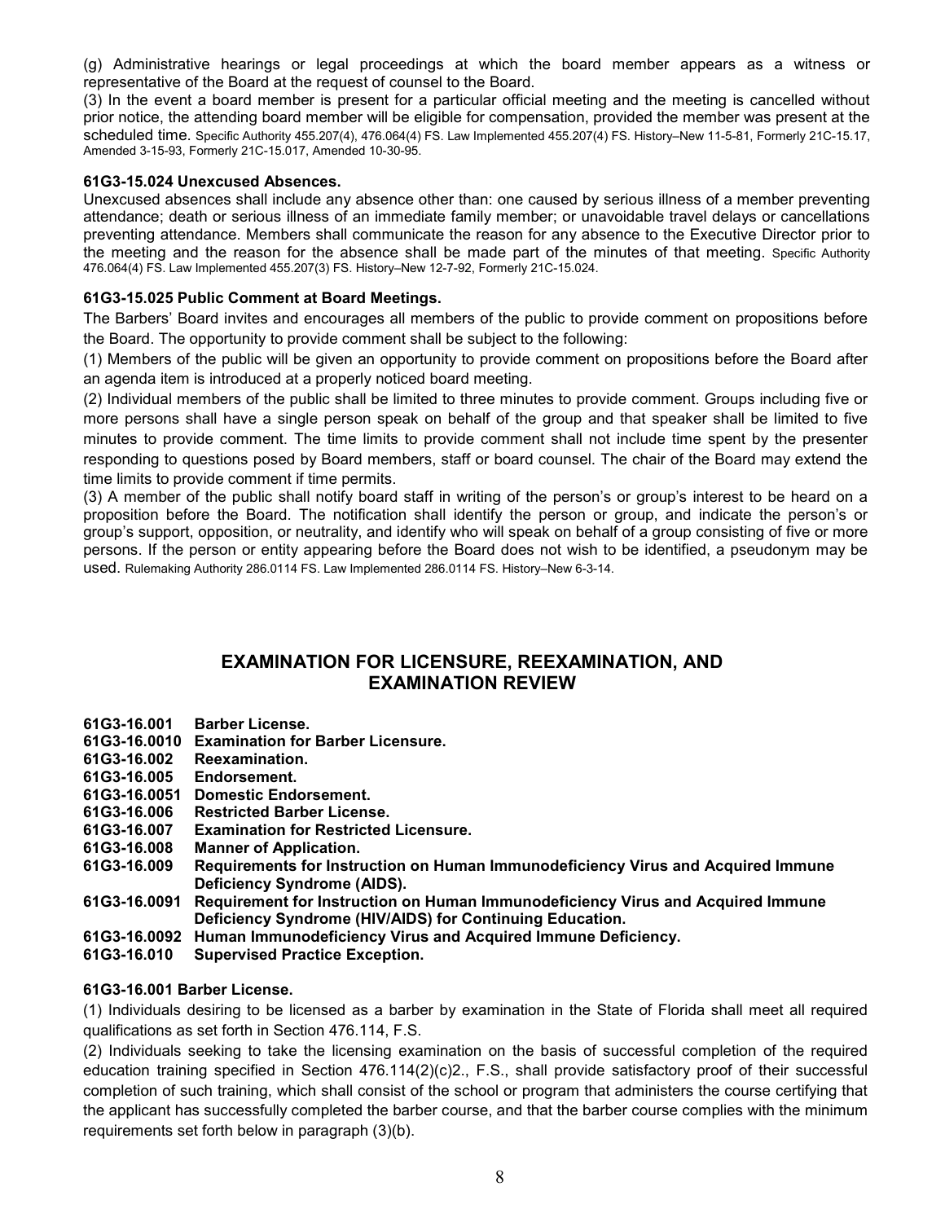(g) Administrative hearings or legal proceedings at which the board member appears as a witness or representative of the Board at the request of counsel to the Board.

(3) In the event a board member is present for a particular official meeting and the meeting is cancelled without prior notice, the attending board member will be eligible for compensation, provided the member was present at the scheduled time. Specific Authority 455.207(4), 476.064(4) FS. Law Implemented 455.207(4) FS. History–New 11-5-81, Formerly 21C-15.17, Amended 3-15-93, Formerly 21C-15.017, Amended 10-30-95.

**61G3-15.024 Unexcused Absences.**

Unexcused absences shall include any absence other than: one caused by serious illness of a member preventing attendance; death or serious illness of an immediate family member; or unavoidable travel delays or cancellations preventing attendance. Members shall communicate the reason for any absence to the Executive Director prior to the meeting and the reason for the absence shall be made part of the minutes of that meeting. Specific Authority 476.064(4) FS. Law Implemented 455.207(3) FS. History–New 12-7-92, Formerly 21C-15.024.

**61G3-15.025 Public Comment at Board Meetings.**

The Barbers' Board invites and encourages all members of the public to provide comment on propositions before the Board. The opportunity to provide comment shall be subject to the following:

(1) Members of the public will be given an opportunity to provide comment on propositions before the Board after an agenda item is introduced at a properly noticed board meeting.

(2) Individual members of the public shall be limited to three minutes to provide comment. Groups including five or more persons shall have a single person speak on behalf of the group and that speaker shall be limited to five minutes to provide comment. The time limits to provide comment shall not include time spent by the presenter responding to questions posed by Board members, staff or board counsel. The chair of the Board may extend the time limits to provide comment if time permits.

(3) A member of the public shall notify board staff in writing of the person's or group's interest to be heard on a proposition before the Board. The notification shall identify the person or group, and indicate the person's or group's support, opposition, or neutrality, and identify who will speak on behalf of a group consisting of five or more persons. If the person or entity appearing before the Board does not wish to be identified, a pseudonym may be used. Rulemaking Authority 286.0114 FS. Law Implemented 286.0114 FS. History–New 6-3-14.

## EXAMINATION FOR LICENSURE, REEXAMINATION, AND EXAMINATION REVIEW

**61G3-16.001 Barber License.**
**61G3-16.0010 Examination for Barber Licensure.**
**61G3-16.002 Reexamination.**
**61G3-16.005 Endorsement.**
**61G3-16.0051 Domestic Endorsement.**
**61G3-16.006 Restricted Barber License.**
**61G3-16.007 Examination for Restricted Licensure.**
**61G3-16.008 Manner of Application.**
**61G3-16.009 Requirements for Instruction on Human Immunodeficiency Virus and Acquired Immune Deficiency Syndrome (AIDS).**
**61G3-16.0091 Requirement for Instruction on Human Immunodeficiency Virus and Acquired Immune Deficiency Syndrome (HIV/AIDS) for Continuing Education.**
**61G3-16.0092 Human Immunodeficiency Virus and Acquired Immune Deficiency.**
**61G3-16.010 Supervised Practice Exception.**

**61G3-16.001 Barber License.**

(1) Individuals desiring to be licensed as a barber by examination in the State of Florida shall meet all required qualifications as set forth in Section 476.114, F.S.

(2) Individuals seeking to take the licensing examination on the basis of successful completion of the required education training specified in Section 476.114(2)(c)2., F.S., shall provide satisfactory proof of their successful completion of such training, which shall consist of the school or program that administers the course certifying that the applicant has successfully completed the barber course, and that the barber course complies with the minimum requirements set forth below in paragraph (3)(b).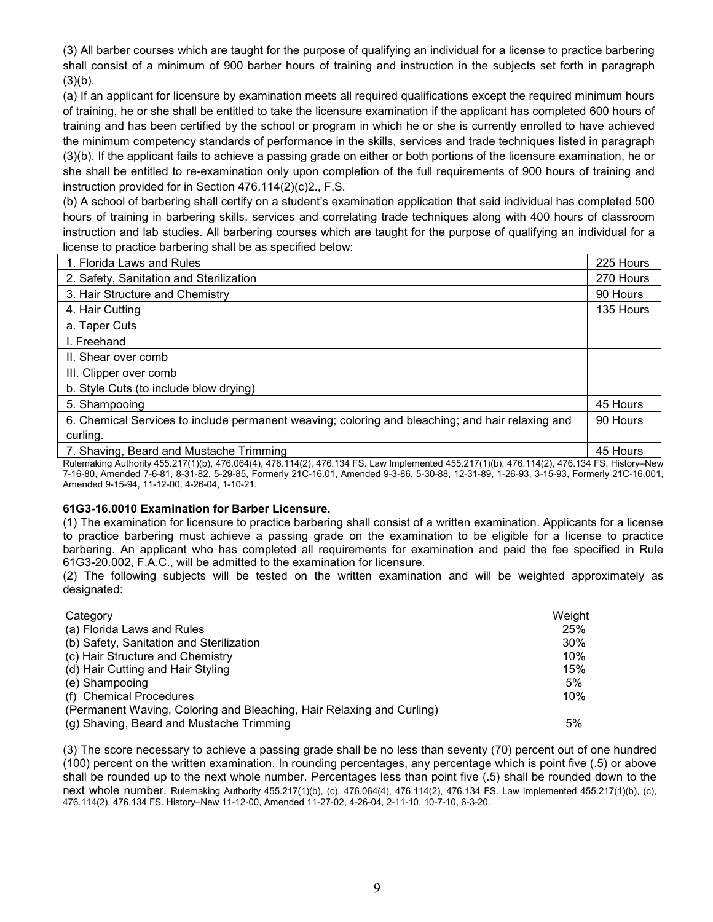(3) All barber courses which are taught for the purpose of qualifying an individual for a license to practice barbering shall consist of a minimum of 900 barber hours of training and instruction in the subjects set forth in paragraph (3)(b).

(a) If an applicant for licensure by examination meets all required qualifications except the required minimum hours of training, he or she shall be entitled to take the licensure examination if the applicant has completed 600 hours of training and has been certified by the school or program in which he or she is currently enrolled to have achieved the minimum competency standards of performance in the skills, services and trade techniques listed in paragraph (3)(b). If the applicant fails to achieve a passing grade on either or both portions of the licensure examination, he or she shall be entitled to re-examination only upon completion of the full requirements of 900 hours of training and instruction provided for in Section 476.114(2)(c)2., F.S.

(b) A school of barbering shall certify on a student's examination application that said individual has completed 500 hours of training in barbering skills, services and correlating trade techniques along with 400 hours of classroom instruction and lab studies. All barbering courses which are taught for the purpose of qualifying an individual for a license to practice barbering shall be as specified below:

| | |
|---|---|
| 1. Florida Laws and Rules | 225 Hours |
| 2. Safety, Sanitation and Sterilization | 270 Hours |
| 3. Hair Structure and Chemistry | 90 Hours |
| 4. Hair Cutting | 135 Hours |
| a. Taper Cuts | |
| I. Freehand | |
| II. Shear over comb | |
| III. Clipper over comb | |
| b. Style Cuts (to include blow drying) | |
| 5. Shampooing | 45 Hours |
| 6. Chemical Services to include permanent weaving; coloring and bleaching; and hair relaxing and curling. | 90 Hours |
| 7. Shaving, Beard and Mustache Trimming | 45 Hours |

Rulemaking Authority 455.217(1)(b), 476.064(4), 476.114(2), 476.134 FS. Law Implemented 455.217(1)(b), 476.114(2), 476.134 FS. History–New 7-16-80, Amended 7-6-81, 8-31-82, 5-29-85, Formerly 21C-16.01, Amended 9-3-86, 5-30-88, 12-31-89, 1-26-93, 3-15-93, Formerly 21C-16.001, Amended 9-15-94, 11-12-00, 4-26-04, 1-10-21.

**61G3-16.0010 Examination for Barber Licensure.**

(1) The examination for licensure to practice barbering shall consist of a written examination. Applicants for a license to practice barbering must achieve a passing grade on the examination to be eligible for a license to practice barbering. An applicant who has completed all requirements for examination and paid the fee specified in Rule 61G3-20.002, F.A.C., will be admitted to the examination for licensure.

(2) The following subjects will be tested on the written examination and will be weighted approximately as designated:

| Category | Weight |
|---|---|
| (a) Florida Laws and Rules | 25% |
| (b) Safety, Sanitation and Sterilization | 30% |
| (c) Hair Structure and Chemistry | 10% |
| (d) Hair Cutting and Hair Styling | 15% |
| (e) Shampooing | 5% |
| (f) Chemical Procedures (Permanent Waving, Coloring and Bleaching, Hair Relaxing and Curling) | 10% |
| (g) Shaving, Beard and Mustache Trimming | 5% |

(3) The score necessary to achieve a passing grade shall be no less than seventy (70) percent out of one hundred (100) percent on the written examination. In rounding percentages, any percentage which is point five (.5) or above shall be rounded up to the next whole number. Percentages less than point five (.5) shall be rounded down to the next whole number. Rulemaking Authority 455.217(1)(b), (c), 476.064(4), 476.114(2), 476.134 FS. Law Implemented 455.217(1)(b), (c), 476.114(2), 476.134 FS. History–New 11-12-00, Amended 11-27-02, 4-26-04, 2-11-10, 10-7-10, 6-3-20.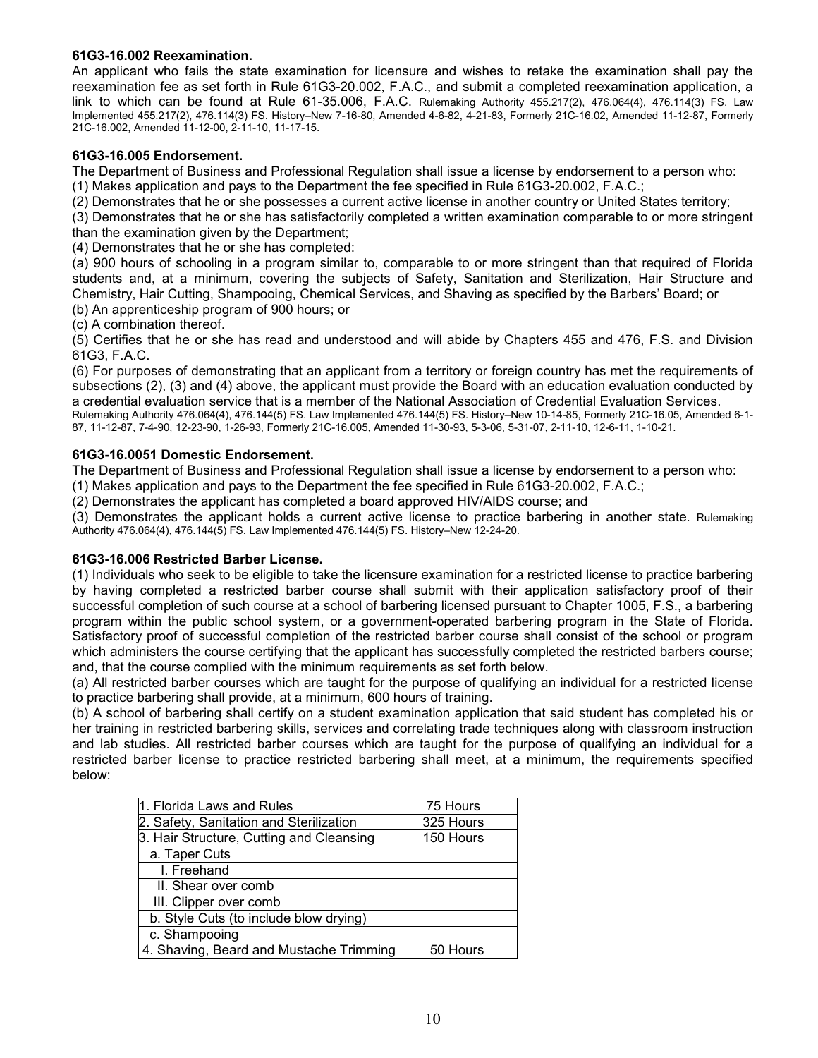**61G3-16.002 Reexamination.**

An applicant who fails the state examination for licensure and wishes to retake the examination shall pay the reexamination fee as set forth in Rule 61G3-20.002, F.A.C., and submit a completed reexamination application, a link to which can be found at Rule 61-35.006, F.A.C. Rulemaking Authority 455.217(2), 476.064(4), 476.114(3) FS. Law Implemented 455.217(2), 476.114(3) FS. History–New 7-16-80, Amended 4-6-82, 4-21-83, Formerly 21C-16.02, Amended 11-12-87, Formerly 21C-16.002, Amended 11-12-00, 2-11-10, 11-17-15.

**61G3-16.005 Endorsement.**

The Department of Business and Professional Regulation shall issue a license by endorsement to a person who:

(1) Makes application and pays to the Department the fee specified in Rule 61G3-20.002, F.A.C.;

(2) Demonstrates that he or she possesses a current active license in another country or United States territory;

(3) Demonstrates that he or she has satisfactorily completed a written examination comparable to or more stringent than the examination given by the Department;

(4) Demonstrates that he or she has completed:

(a) 900 hours of schooling in a program similar to, comparable to or more stringent than that required of Florida students and, at a minimum, covering the subjects of Safety, Sanitation and Sterilization, Hair Structure and Chemistry, Hair Cutting, Shampooing, Chemical Services, and Shaving as specified by the Barbers' Board; or

(b) An apprenticeship program of 900 hours; or

(c) A combination thereof.

(5) Certifies that he or she has read and understood and will abide by Chapters 455 and 476, F.S. and Division 61G3, F.A.C.

(6) For purposes of demonstrating that an applicant from a territory or foreign country has met the requirements of subsections (2), (3) and (4) above, the applicant must provide the Board with an education evaluation conducted by a credential evaluation service that is a member of the National Association of Credential Evaluation Services.

Rulemaking Authority 476.064(4), 476.144(5) FS. Law Implemented 476.144(5) FS. History–New 10-14-85, Formerly 21C-16.05, Amended 6-1-87, 11-12-87, 7-4-90, 12-23-90, 1-26-93, Formerly 21C-16.005, Amended 11-30-93, 5-3-06, 5-31-07, 2-11-10, 12-6-11, 1-10-21.

**61G3-16.0051 Domestic Endorsement.**

The Department of Business and Professional Regulation shall issue a license by endorsement to a person who:

(1) Makes application and pays to the Department the fee specified in Rule 61G3-20.002, F.A.C.;

(2) Demonstrates the applicant has completed a board approved HIV/AIDS course; and

(3) Demonstrates the applicant holds a current active license to practice barbering in another state. Rulemaking Authority 476.064(4), 476.144(5) FS. Law Implemented 476.144(5) FS. History–New 12-24-20.

**61G3-16.006 Restricted Barber License.**

(1) Individuals who seek to be eligible to take the licensure examination for a restricted license to practice barbering by having completed a restricted barber course shall submit with their application satisfactory proof of their successful completion of such course at a school of barbering licensed pursuant to Chapter 1005, F.S., a barbering program within the public school system, or a government-operated barbering program in the State of Florida. Satisfactory proof of successful completion of the restricted barber course shall consist of the school or program which administers the course certifying that the applicant has successfully completed the restricted barbers course; and, that the course complied with the minimum requirements as set forth below.

(a) All restricted barber courses which are taught for the purpose of qualifying an individual for a restricted license to practice barbering shall provide, at a minimum, 600 hours of training.

(b) A school of barbering shall certify on a student examination application that said student has completed his or her training in restricted barbering skills, services and correlating trade techniques along with classroom instruction and lab studies. All restricted barber courses which are taught for the purpose of qualifying an individual for a restricted barber license to practice restricted barbering shall meet, at a minimum, the requirements specified below:

| | |
|---|---|
| 1. Florida Laws and Rules | 75 Hours |
| 2. Safety, Sanitation and Sterilization | 325 Hours |
| 3. Hair Structure, Cutting and Cleansing | 150 Hours |
| a. Taper Cuts | |
| I. Freehand | |
| II. Shear over comb | |
| III. Clipper over comb | |
| b. Style Cuts (to include blow drying) | |
| c. Shampooing | |
| 4. Shaving, Beard and Mustache Trimming | 50 Hours |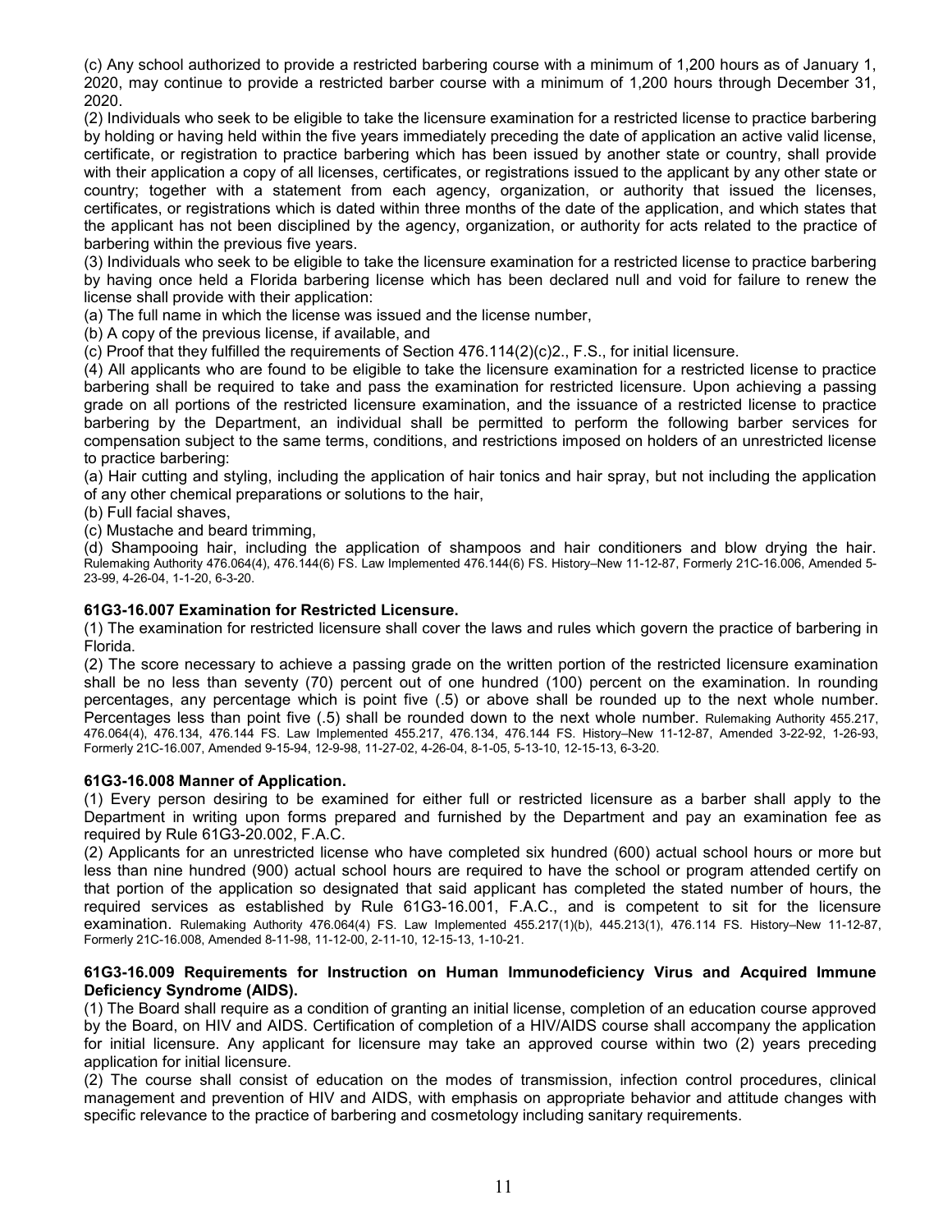(c) Any school authorized to provide a restricted barbering course with a minimum of 1,200 hours as of January 1, 2020, may continue to provide a restricted barber course with a minimum of 1,200 hours through December 31, 2020.

(2) Individuals who seek to be eligible to take the licensure examination for a restricted license to practice barbering by holding or having held within the five years immediately preceding the date of application an active valid license, certificate, or registration to practice barbering which has been issued by another state or country, shall provide with their application a copy of all licenses, certificates, or registrations issued to the applicant by any other state or country; together with a statement from each agency, organization, or authority that issued the licenses, certificates, or registrations which is dated within three months of the date of the application, and which states that the applicant has not been disciplined by the agency, organization, or authority for acts related to the practice of barbering within the previous five years.

(3) Individuals who seek to be eligible to take the licensure examination for a restricted license to practice barbering by having once held a Florida barbering license which has been declared null and void for failure to renew the license shall provide with their application:

(a) The full name in which the license was issued and the license number,

(b) A copy of the previous license, if available, and

(c) Proof that they fulfilled the requirements of Section 476.114(2)(c)2., F.S., for initial licensure.

(4) All applicants who are found to be eligible to take the licensure examination for a restricted license to practice barbering shall be required to take and pass the examination for restricted licensure. Upon achieving a passing grade on all portions of the restricted licensure examination, and the issuance of a restricted license to practice barbering by the Department, an individual shall be permitted to perform the following barber services for compensation subject to the same terms, conditions, and restrictions imposed on holders of an unrestricted license to practice barbering:

(a) Hair cutting and styling, including the application of hair tonics and hair spray, but not including the application of any other chemical preparations or solutions to the hair,

(b) Full facial shaves,

(c) Mustache and beard trimming,

(d) Shampooing hair, including the application of shampoos and hair conditioners and blow drying the hair. Rulemaking Authority 476.064(4), 476.144(6) FS. Law Implemented 476.144(6) FS. History–New 11-12-87, Formerly 21C-16.006, Amended 5-23-99, 4-26-04, 1-1-20, 6-3-20.

### 61G3-16.007 Examination for Restricted Licensure.

(1) The examination for restricted licensure shall cover the laws and rules which govern the practice of barbering in Florida.

(2) The score necessary to achieve a passing grade on the written portion of the restricted licensure examination shall be no less than seventy (70) percent out of one hundred (100) percent on the examination. In rounding percentages, any percentage which is point five (.5) or above shall be rounded up to the next whole number. Percentages less than point five (.5) shall be rounded down to the next whole number. Rulemaking Authority 455.217, 476.064(4), 476.134, 476.144 FS. Law Implemented 455.217, 476.134, 476.144 FS. History–New 11-12-87, Amended 3-22-92, 1-26-93, Formerly 21C-16.007, Amended 9-15-94, 12-9-98, 11-27-02, 4-26-04, 8-1-05, 5-13-10, 12-15-13, 6-3-20.

### 61G3-16.008 Manner of Application.

(1) Every person desiring to be examined for either full or restricted licensure as a barber shall apply to the Department in writing upon forms prepared and furnished by the Department and pay an examination fee as required by Rule 61G3-20.002, F.A.C.

(2) Applicants for an unrestricted license who have completed six hundred (600) actual school hours or more but less than nine hundred (900) actual school hours are required to have the school or program attended certify on that portion of the application so designated that said applicant has completed the stated number of hours, the required services as established by Rule 61G3-16.001, F.A.C., and is competent to sit for the licensure examination. Rulemaking Authority 476.064(4) FS. Law Implemented 455.217(1)(b), 445.213(1), 476.114 FS. History–New 11-12-87, Formerly 21C-16.008, Amended 8-11-98, 11-12-00, 2-11-10, 12-15-13, 1-10-21.

### 61G3-16.009 Requirements for Instruction on Human Immunodeficiency Virus and Acquired Immune Deficiency Syndrome (AIDS).

(1) The Board shall require as a condition of granting an initial license, completion of an education course approved by the Board, on HIV and AIDS. Certification of completion of a HIV/AIDS course shall accompany the application for initial licensure. Any applicant for licensure may take an approved course within two (2) years preceding application for initial licensure.

(2) The course shall consist of education on the modes of transmission, infection control procedures, clinical management and prevention of HIV and AIDS, with emphasis on appropriate behavior and attitude changes with specific relevance to the practice of barbering and cosmetology including sanitary requirements.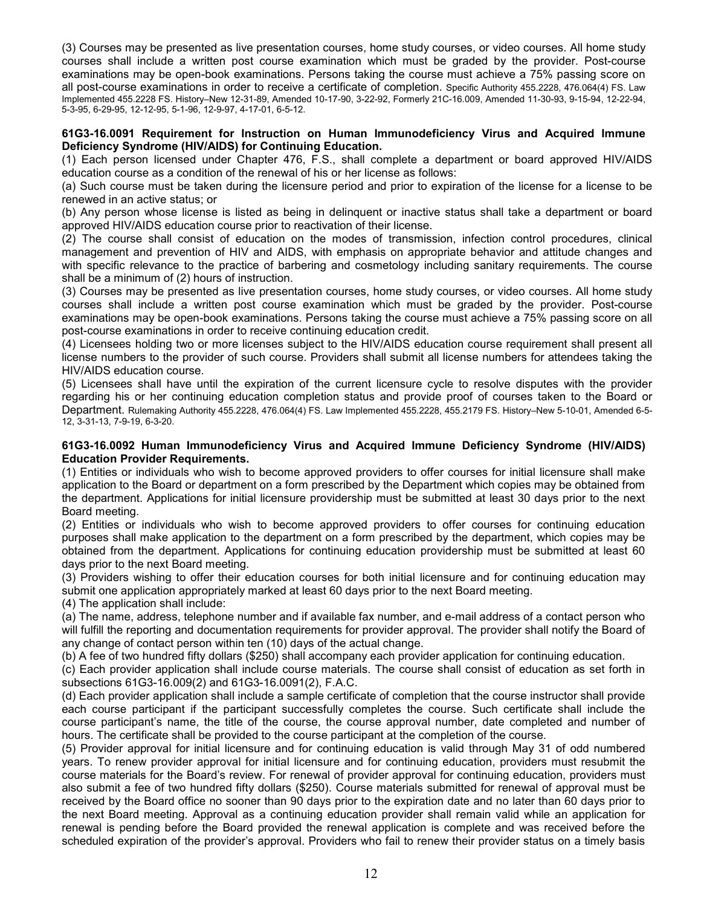(3) Courses may be presented as live presentation courses, home study courses, or video courses. All home study courses shall include a written post course examination which must be graded by the provider. Post-course examinations may be open-book examinations. Persons taking the course must achieve a 75% passing score on all post-course examinations in order to receive a certificate of completion. Specific Authority 455.2228, 476.064(4) FS. Law Implemented 455.2228 FS. History–New 12-31-89, Amended 10-17-90, 3-22-92, Formerly 21C-16.009, Amended 11-30-93, 9-15-94, 12-22-94, 5-3-95, 6-29-95, 12-12-95, 5-1-96, 12-9-97, 4-17-01, 6-5-12.

**61G3-16.0091 Requirement for Instruction on Human Immunodeficiency Virus and Acquired Immune Deficiency Syndrome (HIV/AIDS) for Continuing Education.**

(1) Each person licensed under Chapter 476, F.S., shall complete a department or board approved HIV/AIDS education course as a condition of the renewal of his or her license as follows:

(a) Such course must be taken during the licensure period and prior to expiration of the license for a license to be renewed in an active status; or

(b) Any person whose license is listed as being in delinquent or inactive status shall take a department or board approved HIV/AIDS education course prior to reactivation of their license.

(2) The course shall consist of education on the modes of transmission, infection control procedures, clinical management and prevention of HIV and AIDS, with emphasis on appropriate behavior and attitude changes and with specific relevance to the practice of barbering and cosmetology including sanitary requirements. The course shall be a minimum of (2) hours of instruction.

(3) Courses may be presented as live presentation courses, home study courses, or video courses. All home study courses shall include a written post course examination which must be graded by the provider. Post-course examinations may be open-book examinations. Persons taking the course must achieve a 75% passing score on all post-course examinations in order to receive continuing education credit.

(4) Licensees holding two or more licenses subject to the HIV/AIDS education course requirement shall present all license numbers to the provider of such course. Providers shall submit all license numbers for attendees taking the HIV/AIDS education course.

(5) Licensees shall have until the expiration of the current licensure cycle to resolve disputes with the provider regarding his or her continuing education completion status and provide proof of courses taken to the Board or Department. Rulemaking Authority 455.2228, 476.064(4) FS. Law Implemented 455.2228, 455.2179 FS. History–New 5-10-01, Amended 6-5-12, 3-31-13, 7-9-19, 6-3-20.

**61G3-16.0092 Human Immunodeficiency Virus and Acquired Immune Deficiency Syndrome (HIV/AIDS) Education Provider Requirements.**

(1) Entities or individuals who wish to become approved providers to offer courses for initial licensure shall make application to the Board or department on a form prescribed by the Department which copies may be obtained from the department. Applications for initial licensure providership must be submitted at least 30 days prior to the next Board meeting.

(2) Entities or individuals who wish to become approved providers to offer courses for continuing education purposes shall make application to the department on a form prescribed by the department, which copies may be obtained from the department. Applications for continuing education providership must be submitted at least 60 days prior to the next Board meeting.

(3) Providers wishing to offer their education courses for both initial licensure and for continuing education may submit one application appropriately marked at least 60 days prior to the next Board meeting.

(4) The application shall include:

(a) The name, address, telephone number and if available fax number, and e-mail address of a contact person who will fulfill the reporting and documentation requirements for provider approval. The provider shall notify the Board of any change of contact person within ten (10) days of the actual change.

(b) A fee of two hundred fifty dollars ($250) shall accompany each provider application for continuing education.

(c) Each provider application shall include course materials. The course shall consist of education as set forth in subsections 61G3-16.009(2) and 61G3-16.0091(2), F.A.C.

(d) Each provider application shall include a sample certificate of completion that the course instructor shall provide each course participant if the participant successfully completes the course. Such certificate shall include the course participant's name, the title of the course, the course approval number, date completed and number of hours. The certificate shall be provided to the course participant at the completion of the course.

(5) Provider approval for initial licensure and for continuing education is valid through May 31 of odd numbered years. To renew provider approval for initial licensure and for continuing education, providers must resubmit the course materials for the Board's review. For renewal of provider approval for continuing education, providers must also submit a fee of two hundred fifty dollars ($250). Course materials submitted for renewal of approval must be received by the Board office no sooner than 90 days prior to the expiration date and no later than 60 days prior to the next Board meeting. Approval as a continuing education provider shall remain valid while an application for renewal is pending before the Board provided the renewal application is complete and was received before the scheduled expiration of the provider's approval. Providers who fail to renew their provider status on a timely basis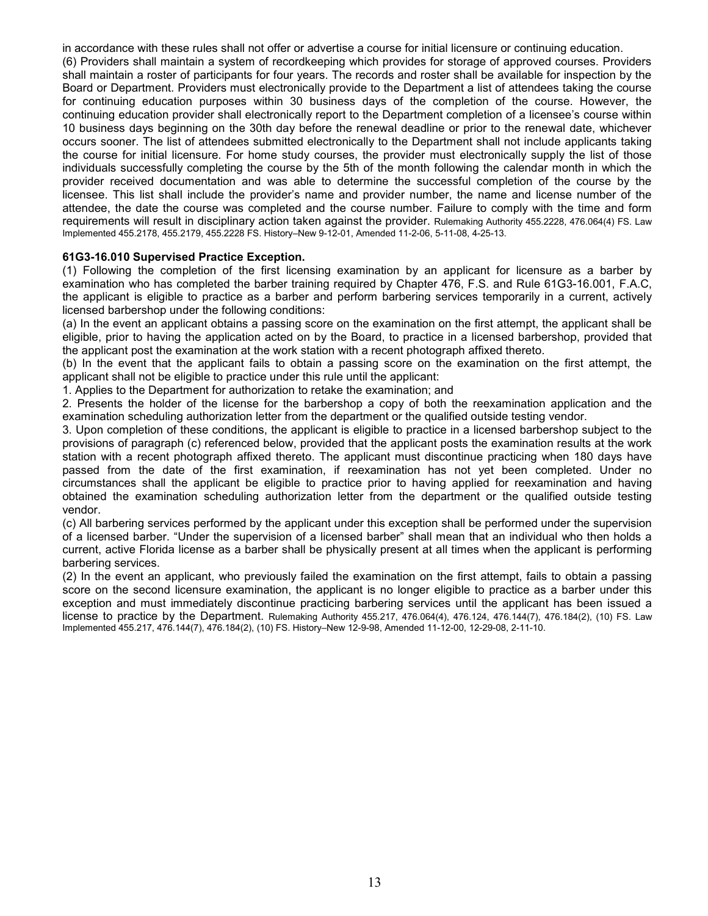in accordance with these rules shall not offer or advertise a course for initial licensure or continuing education.

(6) Providers shall maintain a system of recordkeeping which provides for storage of approved courses. Providers shall maintain a roster of participants for four years. The records and roster shall be available for inspection by the Board or Department. Providers must electronically provide to the Department a list of attendees taking the course for continuing education purposes within 30 business days of the completion of the course. However, the continuing education provider shall electronically report to the Department completion of a licensee's course within 10 business days beginning on the 30th day before the renewal deadline or prior to the renewal date, whichever occurs sooner. The list of attendees submitted electronically to the Department shall not include applicants taking the course for initial licensure. For home study courses, the provider must electronically supply the list of those individuals successfully completing the course by the 5th of the month following the calendar month in which the provider received documentation and was able to determine the successful completion of the course by the licensee. This list shall include the provider's name and provider number, the name and license number of the attendee, the date the course was completed and the course number. Failure to comply with the time and form requirements will result in disciplinary action taken against the provider. Rulemaking Authority 455.2228, 476.064(4) FS. Law Implemented 455.2178, 455.2179, 455.2228 FS. History–New 9-12-01, Amended 11-2-06, 5-11-08, 4-25-13.

**61G3-16.010 Supervised Practice Exception.**

(1) Following the completion of the first licensing examination by an applicant for licensure as a barber by examination who has completed the barber training required by Chapter 476, F.S. and Rule 61G3-16.001, F.A.C, the applicant is eligible to practice as a barber and perform barbering services temporarily in a current, actively licensed barbershop under the following conditions:

(a) In the event an applicant obtains a passing score on the examination on the first attempt, the applicant shall be eligible, prior to having the application acted on by the Board, to practice in a licensed barbershop, provided that the applicant post the examination at the work station with a recent photograph affixed thereto.

(b) In the event that the applicant fails to obtain a passing score on the examination on the first attempt, the applicant shall not be eligible to practice under this rule until the applicant:

1. Applies to the Department for authorization to retake the examination; and

2. Presents the holder of the license for the barbershop a copy of both the reexamination application and the examination scheduling authorization letter from the department or the qualified outside testing vendor.

3. Upon completion of these conditions, the applicant is eligible to practice in a licensed barbershop subject to the provisions of paragraph (c) referenced below, provided that the applicant posts the examination results at the work station with a recent photograph affixed thereto. The applicant must discontinue practicing when 180 days have passed from the date of the first examination, if reexamination has not yet been completed. Under no circumstances shall the applicant be eligible to practice prior to having applied for reexamination and having obtained the examination scheduling authorization letter from the department or the qualified outside testing vendor.

(c) All barbering services performed by the applicant under this exception shall be performed under the supervision of a licensed barber. "Under the supervision of a licensed barber" shall mean that an individual who then holds a current, active Florida license as a barber shall be physically present at all times when the applicant is performing barbering services.

(2) In the event an applicant, who previously failed the examination on the first attempt, fails to obtain a passing score on the second licensure examination, the applicant is no longer eligible to practice as a barber under this exception and must immediately discontinue practicing barbering services until the applicant has been issued a license to practice by the Department. Rulemaking Authority 455.217, 476.064(4), 476.124, 476.144(7), 476.184(2), (10) FS. Law Implemented 455.217, 476.144(7), 476.184(2), (10) FS. History–New 12-9-98, Amended 11-12-00, 12-29-08, 2-11-10.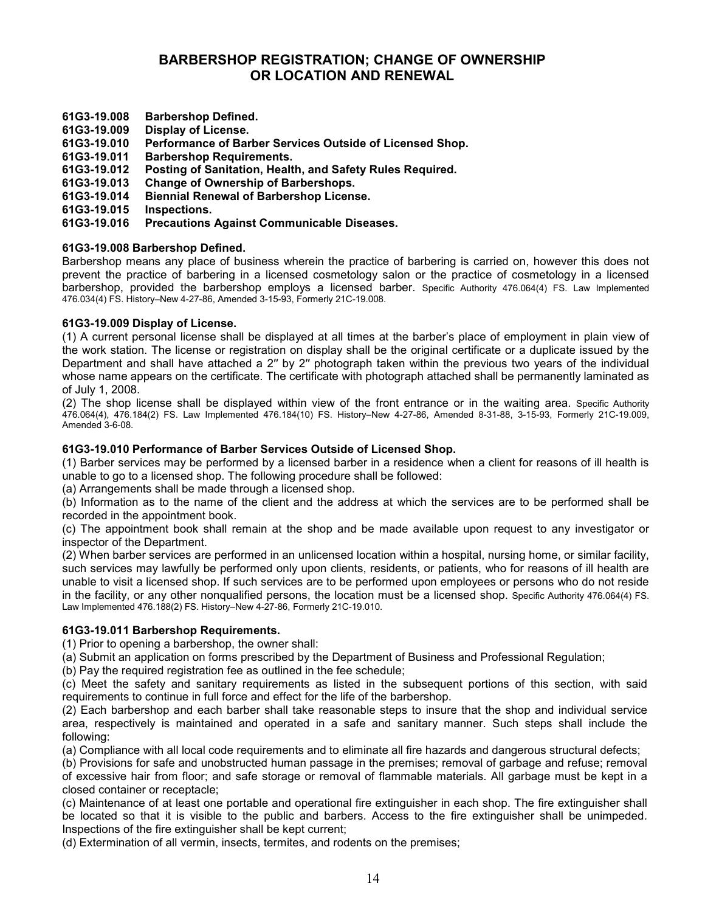# BARBERSHOP REGISTRATION; CHANGE OF OWNERSHIP OR LOCATION AND RENEWAL

**61G3-19.008 Barbershop Defined.**
**61G3-19.009 Display of License.**
**61G3-19.010 Performance of Barber Services Outside of Licensed Shop.**
**61G3-19.011 Barbershop Requirements.**
**61G3-19.012 Posting of Sanitation, Health, and Safety Rules Required.**
**61G3-19.013 Change of Ownership of Barbershops.**
**61G3-19.014 Biennial Renewal of Barbershop License.**
**61G3-19.015 Inspections.**
**61G3-19.016 Precautions Against Communicable Diseases.**

### 61G3-19.008 Barbershop Defined.

Barbershop means any place of business wherein the practice of barbering is carried on, however this does not prevent the practice of barbering in a licensed cosmetology salon or the practice of cosmetology in a licensed barbershop, provided the barbershop employs a licensed barber. Specific Authority 476.064(4) FS. Law Implemented 476.034(4) FS. History–New 4-27-86, Amended 3-15-93, Formerly 21C-19.008.

### 61G3-19.009 Display of License.

(1) A current personal license shall be displayed at all times at the barber's place of employment in plain view of the work station. The license or registration on display shall be the original certificate or a duplicate issued by the Department and shall have attached a 2″ by 2″ photograph taken within the previous two years of the individual whose name appears on the certificate. The certificate with photograph attached shall be permanently laminated as of July 1, 2008.

(2) The shop license shall be displayed within view of the front entrance or in the waiting area. Specific Authority 476.064(4), 476.184(2) FS. Law Implemented 476.184(10) FS. History–New 4-27-86, Amended 8-31-88, 3-15-93, Formerly 21C-19.009, Amended 3-6-08.

### 61G3-19.010 Performance of Barber Services Outside of Licensed Shop.

(1) Barber services may be performed by a licensed barber in a residence when a client for reasons of ill health is unable to go to a licensed shop. The following procedure shall be followed:

(a) Arrangements shall be made through a licensed shop.

(b) Information as to the name of the client and the address at which the services are to be performed shall be recorded in the appointment book.

(c) The appointment book shall remain at the shop and be made available upon request to any investigator or inspector of the Department.

(2) When barber services are performed in an unlicensed location within a hospital, nursing home, or similar facility, such services may lawfully be performed only upon clients, residents, or patients, who for reasons of ill health are unable to visit a licensed shop. If such services are to be performed upon employees or persons who do not reside in the facility, or any other nonqualified persons, the location must be a licensed shop. Specific Authority 476.064(4) FS. Law Implemented 476.188(2) FS. History–New 4-27-86, Formerly 21C-19.010.

### 61G3-19.011 Barbershop Requirements.

(1) Prior to opening a barbershop, the owner shall:

(a) Submit an application on forms prescribed by the Department of Business and Professional Regulation;

(b) Pay the required registration fee as outlined in the fee schedule;

(c) Meet the safety and sanitary requirements as listed in the subsequent portions of this section, with said requirements to continue in full force and effect for the life of the barbershop.

(2) Each barbershop and each barber shall take reasonable steps to insure that the shop and individual service area, respectively is maintained and operated in a safe and sanitary manner. Such steps shall include the following:

(a) Compliance with all local code requirements and to eliminate all fire hazards and dangerous structural defects;

(b) Provisions for safe and unobstructed human passage in the premises; removal of garbage and refuse; removal of excessive hair from floor; and safe storage or removal of flammable materials. All garbage must be kept in a closed container or receptacle;

(c) Maintenance of at least one portable and operational fire extinguisher in each shop. The fire extinguisher shall be located so that it is visible to the public and barbers. Access to the fire extinguisher shall be unimpeded. Inspections of the fire extinguisher shall be kept current;

(d) Extermination of all vermin, insects, termites, and rodents on the premises;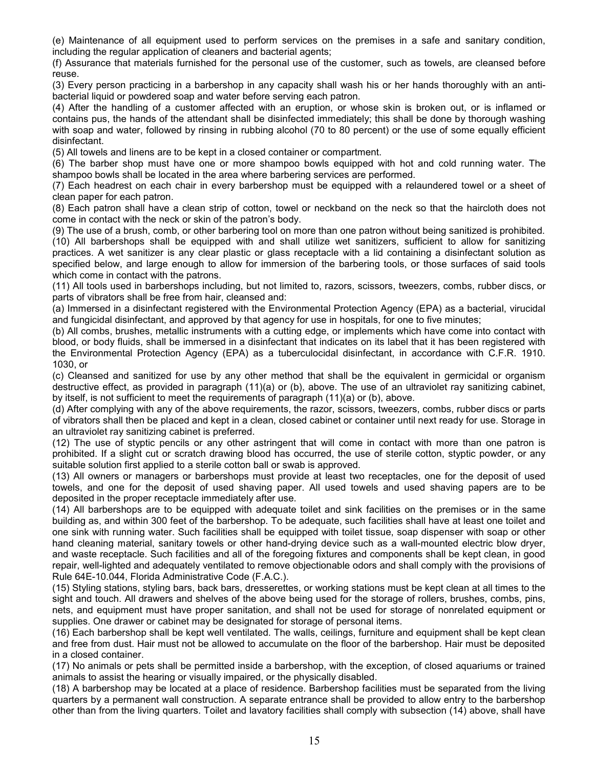(e) Maintenance of all equipment used to perform services on the premises in a safe and sanitary condition, including the regular application of cleaners and bacterial agents;

(f) Assurance that materials furnished for the personal use of the customer, such as towels, are cleansed before reuse.

(3) Every person practicing in a barbershop in any capacity shall wash his or her hands thoroughly with an anti-bacterial liquid or powdered soap and water before serving each patron.

(4) After the handling of a customer affected with an eruption, or whose skin is broken out, or is inflamed or contains pus, the hands of the attendant shall be disinfected immediately; this shall be done by thorough washing with soap and water, followed by rinsing in rubbing alcohol (70 to 80 percent) or the use of some equally efficient disinfectant.

(5) All towels and linens are to be kept in a closed container or compartment.

(6) The barber shop must have one or more shampoo bowls equipped with hot and cold running water. The shampoo bowls shall be located in the area where barbering services are performed.

(7) Each headrest on each chair in every barbershop must be equipped with a relaundered towel or a sheet of clean paper for each patron.

(8) Each patron shall have a clean strip of cotton, towel or neckband on the neck so that the haircloth does not come in contact with the neck or skin of the patron's body.

(9) The use of a brush, comb, or other barbering tool on more than one patron without being sanitized is prohibited.

(10) All barbershops shall be equipped with and shall utilize wet sanitizers, sufficient to allow for sanitizing practices. A wet sanitizer is any clear plastic or glass receptacle with a lid containing a disinfectant solution as specified below, and large enough to allow for immersion of the barbering tools, or those surfaces of said tools which come in contact with the patrons.

(11) All tools used in barbershops including, but not limited to, razors, scissors, tweezers, combs, rubber discs, or parts of vibrators shall be free from hair, cleansed and:

(a) Immersed in a disinfectant registered with the Environmental Protection Agency (EPA) as a bacterial, virucidal and fungicidal disinfectant, and approved by that agency for use in hospitals, for one to five minutes;

(b) All combs, brushes, metallic instruments with a cutting edge, or implements which have come into contact with blood, or body fluids, shall be immersed in a disinfectant that indicates on its label that it has been registered with the Environmental Protection Agency (EPA) as a tuberculocidal disinfectant, in accordance with C.F.R. 1910. 1030, or

(c) Cleansed and sanitized for use by any other method that shall be the equivalent in germicidal or organism destructive effect, as provided in paragraph (11)(a) or (b), above. The use of an ultraviolet ray sanitizing cabinet, by itself, is not sufficient to meet the requirements of paragraph (11)(a) or (b), above.

(d) After complying with any of the above requirements, the razor, scissors, tweezers, combs, rubber discs or parts of vibrators shall then be placed and kept in a clean, closed cabinet or container until next ready for use. Storage in an ultraviolet ray sanitizing cabinet is preferred.

(12) The use of styptic pencils or any other astringent that will come in contact with more than one patron is prohibited. If a slight cut or scratch drawing blood has occurred, the use of sterile cotton, styptic powder, or any suitable solution first applied to a sterile cotton ball or swab is approved.

(13) All owners or managers or barbershops must provide at least two receptacles, one for the deposit of used towels, and one for the deposit of used shaving paper. All used towels and used shaving papers are to be deposited in the proper receptacle immediately after use.

(14) All barbershops are to be equipped with adequate toilet and sink facilities on the premises or in the same building as, and within 300 feet of the barbershop. To be adequate, such facilities shall have at least one toilet and one sink with running water. Such facilities shall be equipped with toilet tissue, soap dispenser with soap or other hand cleaning material, sanitary towels or other hand-drying device such as a wall-mounted electric blow dryer, and waste receptacle. Such facilities and all of the foregoing fixtures and components shall be kept clean, in good repair, well-lighted and adequately ventilated to remove objectionable odors and shall comply with the provisions of Rule 64E-10.044, Florida Administrative Code (F.A.C.).

(15) Styling stations, styling bars, back bars, dresserettes, or working stations must be kept clean at all times to the sight and touch. All drawers and shelves of the above being used for the storage of rollers, brushes, combs, pins, nets, and equipment must have proper sanitation, and shall not be used for storage of nonrelated equipment or supplies. One drawer or cabinet may be designated for storage of personal items.

(16) Each barbershop shall be kept well ventilated. The walls, ceilings, furniture and equipment shall be kept clean and free from dust. Hair must not be allowed to accumulate on the floor of the barbershop. Hair must be deposited in a closed container.

(17) No animals or pets shall be permitted inside a barbershop, with the exception, of closed aquariums or trained animals to assist the hearing or visually impaired, or the physically disabled.

(18) A barbershop may be located at a place of residence. Barbershop facilities must be separated from the living quarters by a permanent wall construction. A separate entrance shall be provided to allow entry to the barbershop other than from the living quarters. Toilet and lavatory facilities shall comply with subsection (14) above, shall have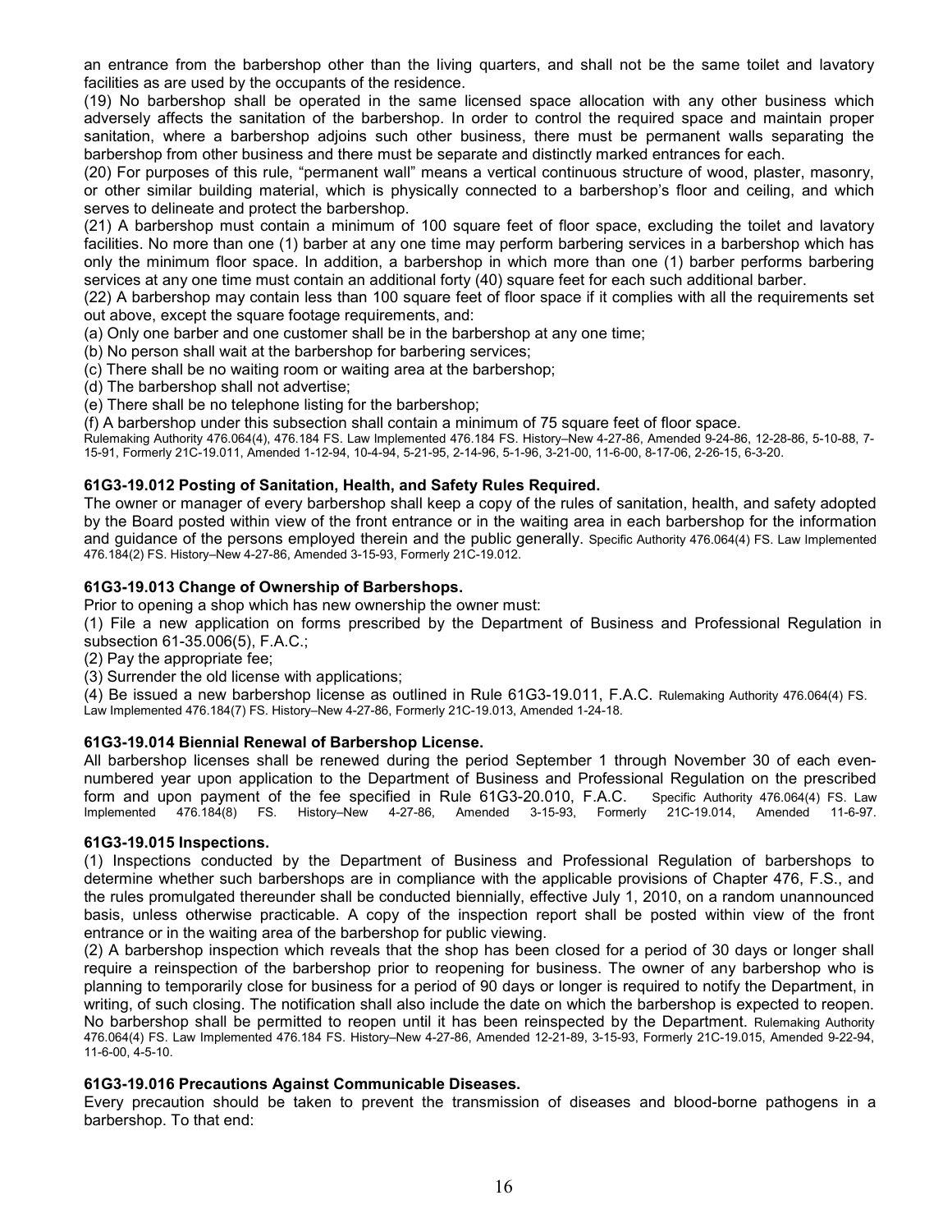an entrance from the barbershop other than the living quarters, and shall not be the same toilet and lavatory facilities as are used by the occupants of the residence.

(19) No barbershop shall be operated in the same licensed space allocation with any other business which adversely affects the sanitation of the barbershop. In order to control the required space and maintain proper sanitation, where a barbershop adjoins such other business, there must be permanent walls separating the barbershop from other business and there must be separate and distinctly marked entrances for each.

(20) For purposes of this rule, "permanent wall" means a vertical continuous structure of wood, plaster, masonry, or other similar building material, which is physically connected to a barbershop's floor and ceiling, and which serves to delineate and protect the barbershop.

(21) A barbershop must contain a minimum of 100 square feet of floor space, excluding the toilet and lavatory facilities. No more than one (1) barber at any one time may perform barbering services in a barbershop which has only the minimum floor space. In addition, a barbershop in which more than one (1) barber performs barbering services at any one time must contain an additional forty (40) square feet for each such additional barber.

(22) A barbershop may contain less than 100 square feet of floor space if it complies with all the requirements set out above, except the square footage requirements, and:

(a) Only one barber and one customer shall be in the barbershop at any one time;

(b) No person shall wait at the barbershop for barbering services;

(c) There shall be no waiting room or waiting area at the barbershop;

(d) The barbershop shall not advertise;

(e) There shall be no telephone listing for the barbershop;

(f) A barbershop under this subsection shall contain a minimum of 75 square feet of floor space.

Rulemaking Authority 476.064(4), 476.184 FS. Law Implemented 476.184 FS. History–New 4-27-86, Amended 9-24-86, 12-28-86, 5-10-88, 7-15-91, Formerly 21C-19.011, Amended 1-12-94, 10-4-94, 5-21-95, 2-14-96, 5-1-96, 3-21-00, 11-6-00, 8-17-06, 2-26-15, 6-3-20.

### 61G3-19.012 Posting of Sanitation, Health, and Safety Rules Required.

The owner or manager of every barbershop shall keep a copy of the rules of sanitation, health, and safety adopted by the Board posted within view of the front entrance or in the waiting area in each barbershop for the information and guidance of the persons employed therein and the public generally. Specific Authority 476.064(4) FS. Law Implemented 476.184(2) FS. History–New 4-27-86, Amended 3-15-93, Formerly 21C-19.012.

### 61G3-19.013 Change of Ownership of Barbershops.

Prior to opening a shop which has new ownership the owner must:

(1) File a new application on forms prescribed by the Department of Business and Professional Regulation in subsection 61-35.006(5), F.A.C.;

(2) Pay the appropriate fee;

(3) Surrender the old license with applications;

(4) Be issued a new barbershop license as outlined in Rule 61G3-19.011, F.A.C. Rulemaking Authority 476.064(4) FS. Law Implemented 476.184(7) FS. History–New 4-27-86, Formerly 21C-19.013, Amended 1-24-18.

### 61G3-19.014 Biennial Renewal of Barbershop License.

All barbershop licenses shall be renewed during the period September 1 through November 30 of each even-numbered year upon application to the Department of Business and Professional Regulation on the prescribed form and upon payment of the fee specified in Rule 61G3-20.010, F.A.C. Specific Authority 476.064(4) FS. Law Implemented 476.184(8) FS. History–New 4-27-86, Amended 3-15-93, Formerly 21C-19.014, Amended 11-6-97.

### 61G3-19.015 Inspections.

(1) Inspections conducted by the Department of Business and Professional Regulation of barbershops to determine whether such barbershops are in compliance with the applicable provisions of Chapter 476, F.S., and the rules promulgated thereunder shall be conducted biennially, effective July 1, 2010, on a random unannounced basis, unless otherwise practicable. A copy of the inspection report shall be posted within view of the front entrance or in the waiting area of the barbershop for public viewing.

(2) A barbershop inspection which reveals that the shop has been closed for a period of 30 days or longer shall require a reinspection of the barbershop prior to reopening for business. The owner of any barbershop who is planning to temporarily close for business for a period of 90 days or longer is required to notify the Department, in writing, of such closing. The notification shall also include the date on which the barbershop is expected to reopen. No barbershop shall be permitted to reopen until it has been reinspected by the Department. Rulemaking Authority 476.064(4) FS. Law Implemented 476.184 FS. History–New 4-27-86, Amended 12-21-89, 3-15-93, Formerly 21C-19.015, Amended 9-22-94, 11-6-00, 4-5-10.

### 61G3-19.016 Precautions Against Communicable Diseases.

Every precaution should be taken to prevent the transmission of diseases and blood-borne pathogens in a barbershop. To that end: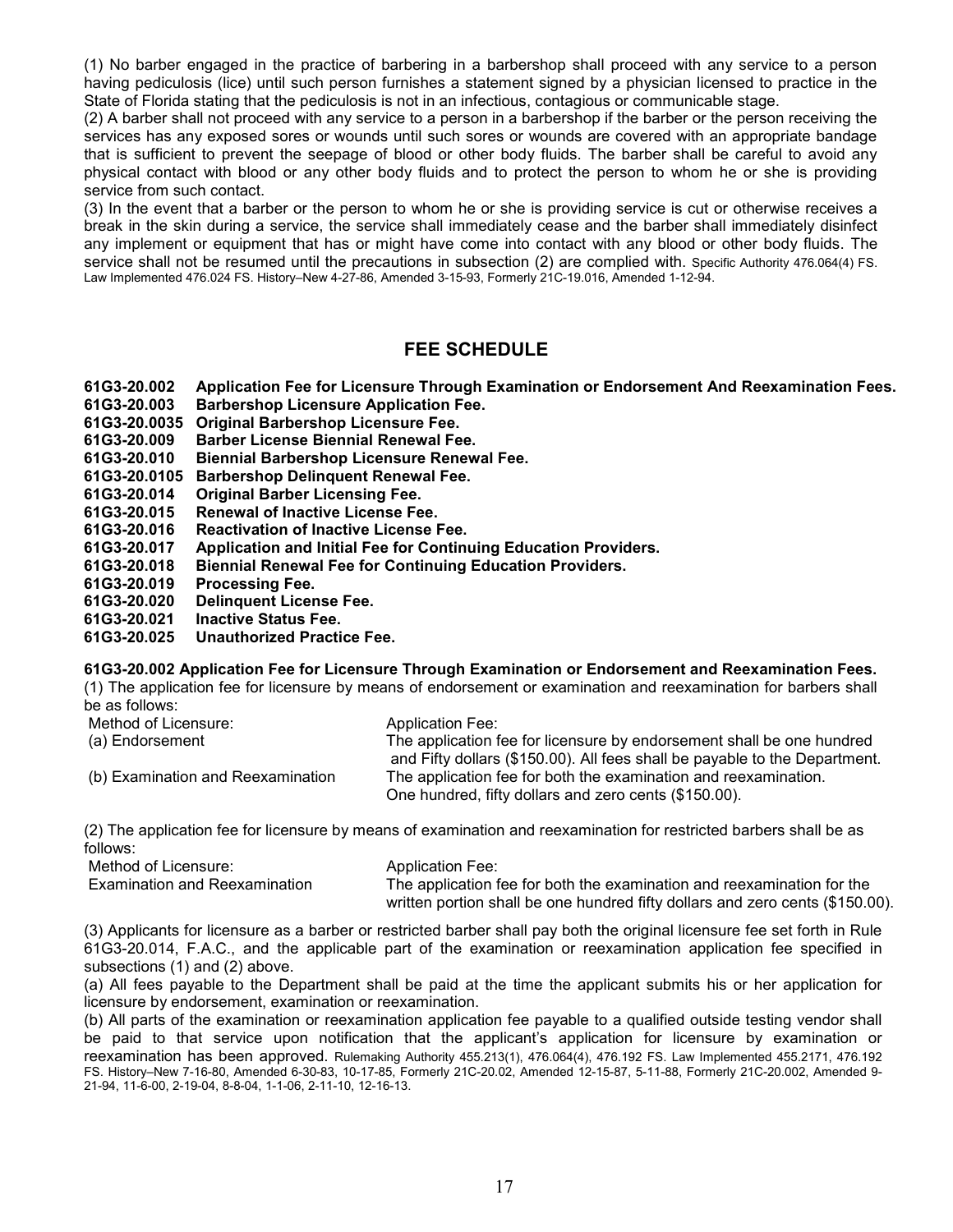(1) No barber engaged in the practice of barbering in a barbershop shall proceed with any service to a person having pediculosis (lice) until such person furnishes a statement signed by a physician licensed to practice in the State of Florida stating that the pediculosis is not in an infectious, contagious or communicable stage.

(2) A barber shall not proceed with any service to a person in a barbershop if the barber or the person receiving the services has any exposed sores or wounds until such sores or wounds are covered with an appropriate bandage that is sufficient to prevent the seepage of blood or other body fluids. The barber shall be careful to avoid any physical contact with blood or any other body fluids and to protect the person to whom he or she is providing service from such contact.

(3) In the event that a barber or the person to whom he or she is providing service is cut or otherwise receives a break in the skin during a service, the service shall immediately cease and the barber shall immediately disinfect any implement or equipment that has or might have come into contact with any blood or other body fluids. The service shall not be resumed until the precautions in subsection (2) are complied with. Specific Authority 476.064(4) FS. Law Implemented 476.024 FS. History–New 4-27-86, Amended 3-15-93, Formerly 21C-19.016, Amended 1-12-94.

## FEE SCHEDULE

**61G3-20.002 Application Fee for Licensure Through Examination or Endorsement And Reexamination Fees.**
**61G3-20.003 Barbershop Licensure Application Fee.**
**61G3-20.0035 Original Barbershop Licensure Fee.**
**61G3-20.009 Barber License Biennial Renewal Fee.**
**61G3-20.010 Biennial Barbershop Licensure Renewal Fee.**
**61G3-20.0105 Barbershop Delinquent Renewal Fee.**
**61G3-20.014 Original Barber Licensing Fee.**
**61G3-20.015 Renewal of Inactive License Fee.**
**61G3-20.016 Reactivation of Inactive License Fee.**
**61G3-20.017 Application and Initial Fee for Continuing Education Providers.**
**61G3-20.018 Biennial Renewal Fee for Continuing Education Providers.**
**61G3-20.019 Processing Fee.**
**61G3-20.020 Delinquent License Fee.**
**61G3-20.021 Inactive Status Fee.**
**61G3-20.025 Unauthorized Practice Fee.**

**61G3-20.002 Application Fee for Licensure Through Examination or Endorsement and Reexamination Fees.**

(1) The application fee for licensure by means of endorsement or examination and reexamination for barbers shall be as follows:

| Method of Licensure: | Application Fee: |
|---|---|
| (a) Endorsement | The application fee for licensure by endorsement shall be one hundred and Fifty dollars ($150.00). All fees shall be payable to the Department. |
| (b) Examination and Reexamination | The application fee for both the examination and reexamination. One hundred, fifty dollars and zero cents ($150.00). |

(2) The application fee for licensure by means of examination and reexamination for restricted barbers shall be as follows:

| Method of Licensure: | Application Fee: |
|---|---|
| Examination and Reexamination | The application fee for both the examination and reexamination for the written portion shall be one hundred fifty dollars and zero cents ($150.00). |

(3) Applicants for licensure as a barber or restricted barber shall pay both the original licensure fee set forth in Rule 61G3-20.014, F.A.C., and the applicable part of the examination or reexamination application fee specified in subsections (1) and (2) above.

(a) All fees payable to the Department shall be paid at the time the applicant submits his or her application for licensure by endorsement, examination or reexamination.

(b) All parts of the examination or reexamination application fee payable to a qualified outside testing vendor shall be paid to that service upon notification that the applicant's application for licensure by examination or reexamination has been approved. Rulemaking Authority 455.213(1), 476.064(4), 476.192 FS. Law Implemented 455.2171, 476.192 FS. History–New 7-16-80, Amended 6-30-83, 10-17-85, Formerly 21C-20.02, Amended 12-15-87, 5-11-88, Formerly 21C-20.002, Amended 9-21-94, 11-6-00, 2-19-04, 8-8-04, 1-1-06, 2-11-10, 12-16-13.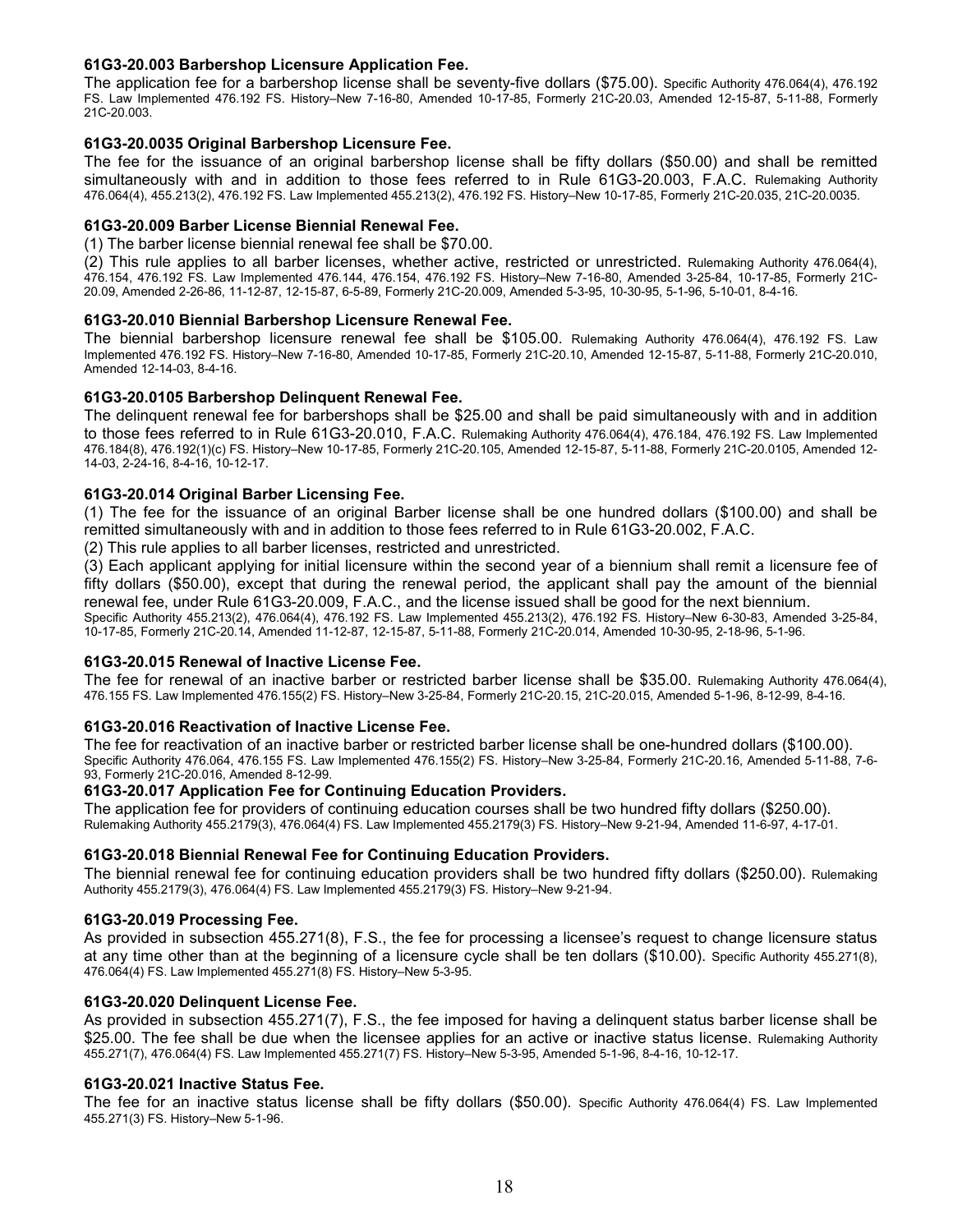### 61G3-20.003 Barbershop Licensure Application Fee.

The application fee for a barbershop license shall be seventy-five dollars ($75.00). Specific Authority 476.064(4), 476.192 FS. Law Implemented 476.192 FS. History–New 7-16-80, Amended 10-17-85, Formerly 21C-20.03, Amended 12-15-87, 5-11-88, Formerly 21C-20.003.

### 61G3-20.0035 Original Barbershop Licensure Fee.

The fee for the issuance of an original barbershop license shall be fifty dollars ($50.00) and shall be remitted simultaneously with and in addition to those fees referred to in Rule 61G3-20.003, F.A.C. Rulemaking Authority 476.064(4), 455.213(2), 476.192 FS. Law Implemented 455.213(2), 476.192 FS. History–New 10-17-85, Formerly 21C-20.035, 21C-20.0035.

### 61G3-20.009 Barber License Biennial Renewal Fee.

(1) The barber license biennial renewal fee shall be $70.00.

(2) This rule applies to all barber licenses, whether active, restricted or unrestricted. Rulemaking Authority 476.064(4), 476.154, 476.192 FS. Law Implemented 476.144, 476.154, 476.192 FS. History–New 7-16-80, Amended 3-25-84, 10-17-85, Formerly 21C-20.09, Amended 2-26-86, 11-12-87, 12-15-87, 6-5-89, Formerly 21C-20.009, Amended 5-3-95, 10-30-95, 5-1-96, 5-10-01, 8-4-16.

### 61G3-20.010 Biennial Barbershop Licensure Renewal Fee.

The biennial barbershop licensure renewal fee shall be $105.00. Rulemaking Authority 476.064(4), 476.192 FS. Law Implemented 476.192 FS. History–New 7-16-80, Amended 10-17-85, Formerly 21C-20.10, Amended 12-15-87, 5-11-88, Formerly 21C-20.010, Amended 12-14-03, 8-4-16.

### 61G3-20.0105 Barbershop Delinquent Renewal Fee.

The delinquent renewal fee for barbershops shall be $25.00 and shall be paid simultaneously with and in addition to those fees referred to in Rule 61G3-20.010, F.A.C. Rulemaking Authority 476.064(4), 476.184, 476.192 FS. Law Implemented 476.184(8), 476.192(1)(c) FS. History–New 10-17-85, Formerly 21C-20.105, Amended 12-15-87, 5-11-88, Formerly 21C-20.0105, Amended 12-14-03, 2-24-16, 8-4-16, 10-12-17.

### 61G3-20.014 Original Barber Licensing Fee.

(1) The fee for the issuance of an original Barber license shall be one hundred dollars ($100.00) and shall be remitted simultaneously with and in addition to those fees referred to in Rule 61G3-20.002, F.A.C.

(2) This rule applies to all barber licenses, restricted and unrestricted.

(3) Each applicant applying for initial licensure within the second year of a biennium shall remit a licensure fee of fifty dollars ($50.00), except that during the renewal period, the applicant shall pay the amount of the biennial renewal fee, under Rule 61G3-20.009, F.A.C., and the license issued shall be good for the next biennium.
Specific Authority 455.213(2), 476.064(4), 476.192 FS. Law Implemented 455.213(2), 476.192 FS. History–New 6-30-83, Amended 3-25-84, 10-17-85, Formerly 21C-20.14, Amended 11-12-87, 12-15-87, 5-11-88, Formerly 21C-20.014, Amended 10-30-95, 2-18-96, 5-1-96.

### 61G3-20.015 Renewal of Inactive License Fee.

The fee for renewal of an inactive barber or restricted barber license shall be $35.00. Rulemaking Authority 476.064(4), 476.155 FS. Law Implemented 476.155(2) FS. History–New 3-25-84, Formerly 21C-20.15, 21C-20.015, Amended 5-1-96, 8-12-99, 8-4-16.

### 61G3-20.016 Reactivation of Inactive License Fee.

The fee for reactivation of an inactive barber or restricted barber license shall be one-hundred dollars ($100.00). Specific Authority 476.064, 476.155 FS. Law Implemented 476.155(2) FS. History–New 3-25-84, Formerly 21C-20.16, Amended 5-11-88, 7-6-93, Formerly 21C-20.016, Amended 8-12-99.

### 61G3-20.017 Application Fee for Continuing Education Providers.

The application fee for providers of continuing education courses shall be two hundred fifty dollars ($250.00). Rulemaking Authority 455.2179(3), 476.064(4) FS. Law Implemented 455.2179(3) FS. History–New 9-21-94, Amended 11-6-97, 4-17-01.

### 61G3-20.018 Biennial Renewal Fee for Continuing Education Providers.

The biennial renewal fee for continuing education providers shall be two hundred fifty dollars ($250.00). Rulemaking Authority 455.2179(3), 476.064(4) FS. Law Implemented 455.2179(3) FS. History–New 9-21-94.

### 61G3-20.019 Processing Fee.

As provided in subsection 455.271(8), F.S., the fee for processing a licensee's request to change licensure status at any time other than at the beginning of a licensure cycle shall be ten dollars ($10.00). Specific Authority 455.271(8), 476.064(4) FS. Law Implemented 455.271(8) FS. History–New 5-3-95.

### 61G3-20.020 Delinquent License Fee.

As provided in subsection 455.271(7), F.S., the fee imposed for having a delinquent status barber license shall be $25.00. The fee shall be due when the licensee applies for an active or inactive status license. Rulemaking Authority 455.271(7), 476.064(4) FS. Law Implemented 455.271(7) FS. History–New 5-3-95, Amended 5-1-96, 8-4-16, 10-12-17.

### 61G3-20.021 Inactive Status Fee.

The fee for an inactive status license shall be fifty dollars ($50.00). Specific Authority 476.064(4) FS. Law Implemented 455.271(3) FS. History–New 5-1-96.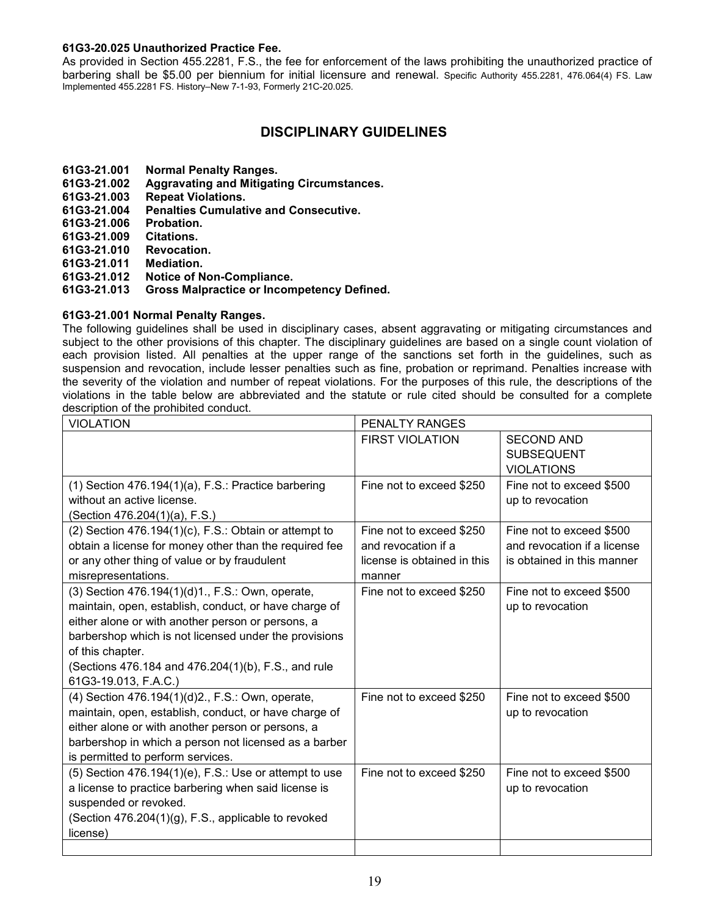**61G3-20.025 Unauthorized Practice Fee.**

As provided in Section 455.2281, F.S., the fee for enforcement of the laws prohibiting the unauthorized practice of barbering shall be $5.00 per biennium for initial licensure and renewal. Specific Authority 455.2281, 476.064(4) FS. Law Implemented 455.2281 FS. History–New 7-1-93, Formerly 21C-20.025.

## DISCIPLINARY GUIDELINES

**61G3-21.001 Normal Penalty Ranges.**
**61G3-21.002 Aggravating and Mitigating Circumstances.**
**61G3-21.003 Repeat Violations.**
**61G3-21.004 Penalties Cumulative and Consecutive.**
**61G3-21.006 Probation.**
**61G3-21.009 Citations.**
**61G3-21.010 Revocation.**
**61G3-21.011 Mediation.**
**61G3-21.012 Notice of Non-Compliance.**
**61G3-21.013 Gross Malpractice or Incompetency Defined.**

**61G3-21.001 Normal Penalty Ranges.**

The following guidelines shall be used in disciplinary cases, absent aggravating or mitigating circumstances and subject to the other provisions of this chapter. The disciplinary guidelines are based on a single count violation of each provision listed. All penalties at the upper range of the sanctions set forth in the guidelines, such as suspension and revocation, include lesser penalties such as fine, probation or reprimand. Penalties increase with the severity of the violation and number of repeat violations. For the purposes of this rule, the descriptions of the violations in the table below are abbreviated and the statute or rule cited should be consulted for a complete description of the prohibited conduct.

| VIOLATION | PENALTY RANGES | |
|---|---|---|
| | FIRST VIOLATION | SECOND AND SUBSEQUENT VIOLATIONS |
| (1) Section 476.194(1)(a), F.S.: Practice barbering without an active license. (Section 476.204(1)(a), F.S.) | Fine not to exceed $250 | Fine not to exceed $500 up to revocation |
| (2) Section 476.194(1)(c), F.S.: Obtain or attempt to obtain a license for money other than the required fee or any other thing of value or by fraudulent misrepresentations. | Fine not to exceed $250 and revocation if a license is obtained in this manner | Fine not to exceed $500 and revocation if a license is obtained in this manner |
| (3) Section 476.194(1)(d)1., F.S.: Own, operate, maintain, open, establish, conduct, or have charge of either alone or with another person or persons, a barbershop which is not licensed under the provisions of this chapter. (Sections 476.184 and 476.204(1)(b), F.S., and rule 61G3-19.013, F.A.C.) | Fine not to exceed $250 | Fine not to exceed $500 up to revocation |
| (4) Section 476.194(1)(d)2., F.S.: Own, operate, maintain, open, establish, conduct, or have charge of either alone or with another person or persons, a barbershop in which a person not licensed as a barber is permitted to perform services. | Fine not to exceed $250 | Fine not to exceed $500 up to revocation |
| (5) Section 476.194(1)(e), F.S.: Use or attempt to use a license to practice barbering when said license is suspended or revoked. (Section 476.204(1)(g), F.S., applicable to revoked license) | Fine not to exceed $250 | Fine not to exceed $500 up to revocation |
| | | |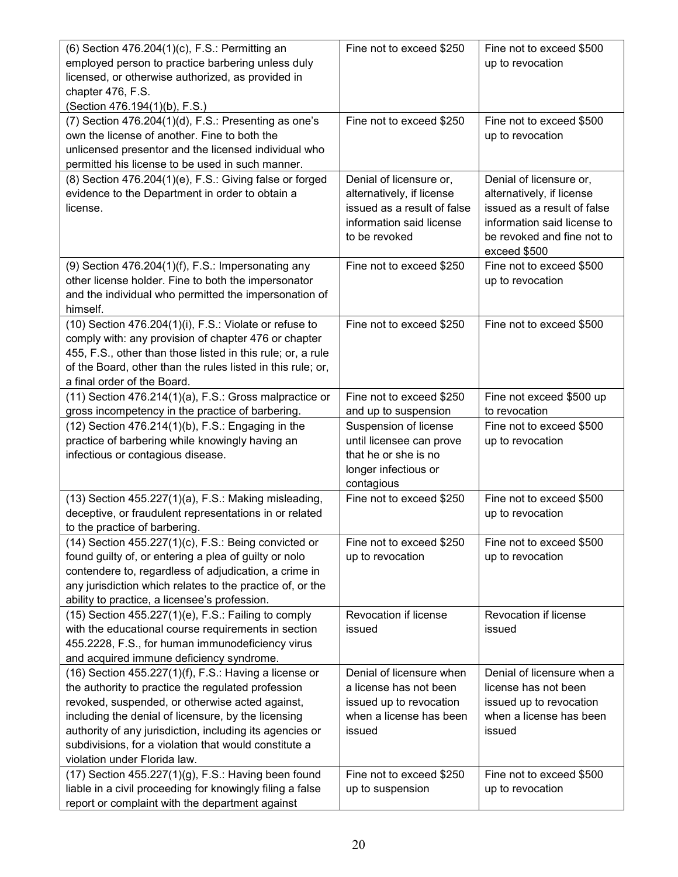| (6) Section 476.204(1)(c), F.S.: Permitting an employed person to practice barbering unless duly licensed, or otherwise authorized, as provided in chapter 476, F.S. (Section 476.194(1)(b), F.S.) | Fine not to exceed $250 | Fine not to exceed $500 up to revocation |
|---|---|---|
| (7) Section 476.204(1)(d), F.S.: Presenting as one's own the license of another. Fine to both the unlicensed presentor and the licensed individual who permitted his license to be used in such manner. | Fine not to exceed $250 | Fine not to exceed $500 up to revocation |
| (8) Section 476.204(1)(e), F.S.: Giving false or forged evidence to the Department in order to obtain a license. | Denial of licensure or, alternatively, if license issued as a result of false information said license to be revoked | Denial of licensure or, alternatively, if license issued as a result of false information said license to be revoked and fine not to exceed $500 |
| (9) Section 476.204(1)(f), F.S.: Impersonating any other license holder. Fine to both the impersonator and the individual who permitted the impersonation of himself. | Fine not to exceed $250 | Fine not to exceed $500 up to revocation |
| (10) Section 476.204(1)(i), F.S.: Violate or refuse to comply with: any provision of chapter 476 or chapter 455, F.S., other than those listed in this rule; or, a rule of the Board, other than the rules listed in this rule; or, a final order of the Board. | Fine not to exceed $250 | Fine not to exceed $500 |
| (11) Section 476.214(1)(a), F.S.: Gross malpractice or gross incompetency in the practice of barbering. | Fine not to exceed $250 and up to suspension | Fine not exceed $500 up to revocation |
| (12) Section 476.214(1)(b), F.S.: Engaging in the practice of barbering while knowingly having an infectious or contagious disease. | Suspension of license until licensee can prove that he or she is no longer infectious or contagious | Fine not to exceed $500 up to revocation |
| (13) Section 455.227(1)(a), F.S.: Making misleading, deceptive, or fraudulent representations in or related to the practice of barbering. | Fine not to exceed $250 | Fine not to exceed $500 up to revocation |
| (14) Section 455.227(1)(c), F.S.: Being convicted or found guilty of, or entering a plea of guilty or nolo contendere to, regardless of adjudication, a crime in any jurisdiction which relates to the practice of, or the ability to practice, a licensee's profession. | Fine not to exceed $250 up to revocation | Fine not to exceed $500 up to revocation |
| (15) Section 455.227(1)(e), F.S.: Failing to comply with the educational course requirements in section 455.2228, F.S., for human immunodeficiency virus and acquired immune deficiency syndrome. | Revocation if license issued | Revocation if license issued |
| (16) Section 455.227(1)(f), F.S.: Having a license or the authority to practice the regulated profession revoked, suspended, or otherwise acted against, including the denial of licensure, by the licensing authority of any jurisdiction, including its agencies or subdivisions, for a violation that would constitute a violation under Florida law. | Denial of licensure when a license has not been issued up to revocation when a license has been issued | Denial of licensure when a license has not been issued up to revocation when a license has been issued |
| (17) Section 455.227(1)(g), F.S.: Having been found liable in a civil proceeding for knowingly filing a false report or complaint with the department against | Fine not to exceed $250 up to suspension | Fine not to exceed $500 up to revocation |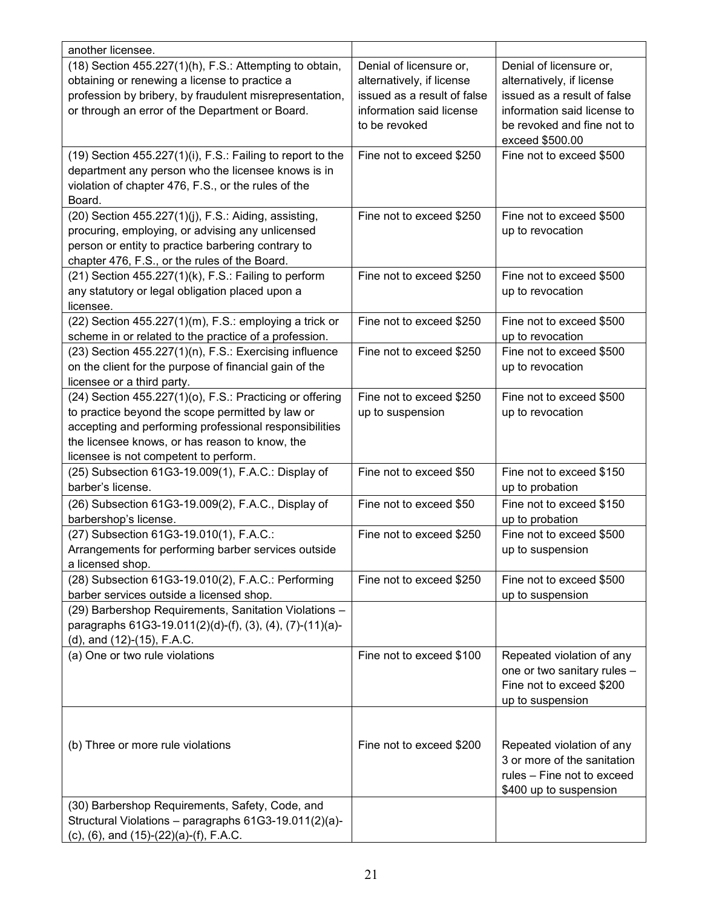| | | |
|---|---|---|
| another licensee. | | |
| (18) Section 455.227(1)(h), F.S.: Attempting to obtain, obtaining or renewing a license to practice a profession by bribery, by fraudulent misrepresentation, or through an error of the Department or Board. | Denial of licensure or, alternatively, if license issued as a result of false information said license to be revoked | Denial of licensure or, alternatively, if license issued as a result of false information said license to be revoked and fine not to exceed $500.00 |
| (19) Section 455.227(1)(i), F.S.: Failing to report to the department any person who the licensee knows is in violation of chapter 476, F.S., or the rules of the Board. | Fine not to exceed $250 | Fine not to exceed $500 |
| (20) Section 455.227(1)(j), F.S.: Aiding, assisting, procuring, employing, or advising any unlicensed person or entity to practice barbering contrary to chapter 476, F.S., or the rules of the Board. | Fine not to exceed $250 | Fine not to exceed $500 up to revocation |
| (21) Section 455.227(1)(k), F.S.: Failing to perform any statutory or legal obligation placed upon a licensee. | Fine not to exceed $250 | Fine not to exceed $500 up to revocation |
| (22) Section 455.227(1)(m), F.S.: employing a trick or scheme in or related to the practice of a profession. | Fine not to exceed $250 | Fine not to exceed $500 up to revocation |
| (23) Section 455.227(1)(n), F.S.: Exercising influence on the client for the purpose of financial gain of the licensee or a third party. | Fine not to exceed $250 | Fine not to exceed $500 up to revocation |
| (24) Section 455.227(1)(o), F.S.: Practicing or offering to practice beyond the scope permitted by law or accepting and performing professional responsibilities the licensee knows, or has reason to know, the licensee is not competent to perform. | Fine not to exceed $250 up to suspension | Fine not to exceed $500 up to revocation |
| (25) Subsection 61G3-19.009(1), F.A.C.: Display of barber's license. | Fine not to exceed $50 | Fine not to exceed $150 up to probation |
| (26) Subsection 61G3-19.009(2), F.A.C., Display of barbershop's license. | Fine not to exceed $50 | Fine not to exceed $150 up to probation |
| (27) Subsection 61G3-19.010(1), F.A.C.: Arrangements for performing barber services outside a licensed shop. | Fine not to exceed $250 | Fine not to exceed $500 up to suspension |
| (28) Subsection 61G3-19.010(2), F.A.C.: Performing barber services outside a licensed shop. | Fine not to exceed $250 | Fine not to exceed $500 up to suspension |
| (29) Barbershop Requirements, Sanitation Violations – paragraphs 61G3-19.011(2)(d)-(f), (3), (4), (7)-(11)(a)-(d), and (12)-(15), F.A.C. | | |
| (a) One or two rule violations | Fine not to exceed $100 | Repeated violation of any one or two sanitary rules – Fine not to exceed $200 up to suspension |
| (b) Three or more rule violations | Fine not to exceed $200 | Repeated violation of any 3 or more of the sanitation rules – Fine not to exceed $400 up to suspension |
| (30) Barbershop Requirements, Safety, Code, and Structural Violations – paragraphs 61G3-19.011(2)(a)-(c), (6), and (15)-(22)(a)-(f), F.A.C. | | |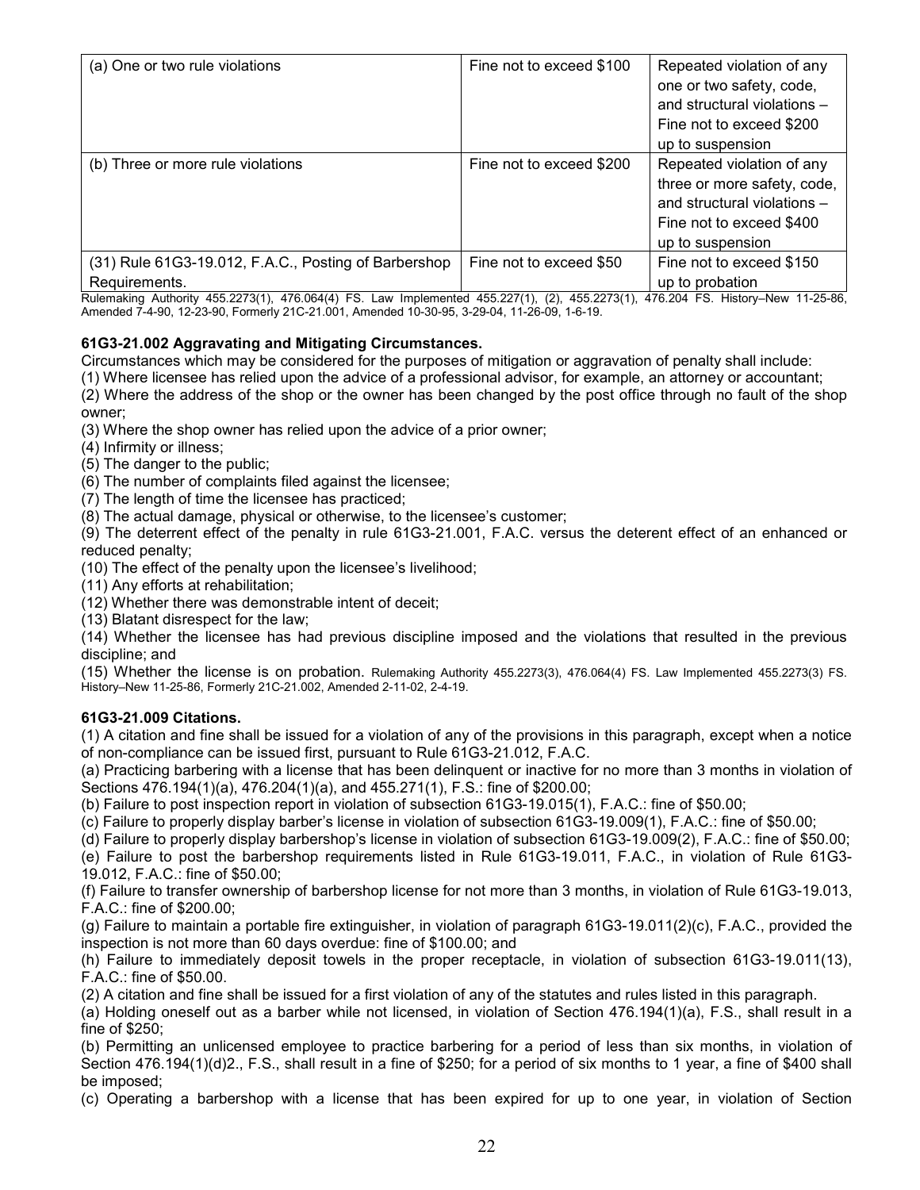| | | |
|---|---|---|
| (a) One or two rule violations | Fine not to exceed $100 | Repeated violation of any one or two safety, code, and structural violations – Fine not to exceed $200 up to suspension |
| (b) Three or more rule violations | Fine not to exceed $200 | Repeated violation of any three or more safety, code, and structural violations – Fine not to exceed $400 up to suspension |
| (31) Rule 61G3-19.012, F.A.C., Posting of Barbershop Requirements. | Fine not to exceed $50 | Fine not to exceed $150 up to probation |

Rulemaking Authority 455.2273(1), 476.064(4) FS. Law Implemented 455.227(1), (2), 455.2273(1), 476.204 FS. History–New 11-25-86, Amended 7-4-90, 12-23-90, Formerly 21C-21.001, Amended 10-30-95, 3-29-04, 11-26-09, 1-6-19.

**61G3-21.002 Aggravating and Mitigating Circumstances.**

Circumstances which may be considered for the purposes of mitigation or aggravation of penalty shall include:

(1) Where licensee has relied upon the advice of a professional advisor, for example, an attorney or accountant;

(2) Where the address of the shop or the owner has been changed by the post office through no fault of the shop owner;

(3) Where the shop owner has relied upon the advice of a prior owner;

(4) Infirmity or illness;

(5) The danger to the public;

(6) The number of complaints filed against the licensee;

(7) The length of time the licensee has practiced;

(8) The actual damage, physical or otherwise, to the licensee's customer;

(9) The deterrent effect of the penalty in rule 61G3-21.001, F.A.C. versus the deterent effect of an enhanced or reduced penalty;

(10) The effect of the penalty upon the licensee's livelihood;

(11) Any efforts at rehabilitation;

(12) Whether there was demonstrable intent of deceit;

(13) Blatant disrespect for the law;

(14) Whether the licensee has had previous discipline imposed and the violations that resulted in the previous discipline; and

(15) Whether the license is on probation. Rulemaking Authority 455.2273(3), 476.064(4) FS. Law Implemented 455.2273(3) FS. History–New 11-25-86, Formerly 21C-21.002, Amended 2-11-02, 2-4-19.

**61G3-21.009 Citations.**

(1) A citation and fine shall be issued for a violation of any of the provisions in this paragraph, except when a notice of non-compliance can be issued first, pursuant to Rule 61G3-21.012, F.A.C.

(a) Practicing barbering with a license that has been delinquent or inactive for no more than 3 months in violation of Sections 476.194(1)(a), 476.204(1)(a), and 455.271(1), F.S.: fine of $200.00;

(b) Failure to post inspection report in violation of subsection 61G3-19.015(1), F.A.C.: fine of $50.00;

(c) Failure to properly display barber's license in violation of subsection 61G3-19.009(1), F.A.C.: fine of $50.00;

(d) Failure to properly display barbershop's license in violation of subsection 61G3-19.009(2), F.A.C.: fine of $50.00;

(e) Failure to post the barbershop requirements listed in Rule 61G3-19.011, F.A.C., in violation of Rule 61G3-19.012, F.A.C.: fine of $50.00;

(f) Failure to transfer ownership of barbershop license for not more than 3 months, in violation of Rule 61G3-19.013, F.A.C.: fine of $200.00;

(g) Failure to maintain a portable fire extinguisher, in violation of paragraph 61G3-19.011(2)(c), F.A.C., provided the inspection is not more than 60 days overdue: fine of $100.00; and

(h) Failure to immediately deposit towels in the proper receptacle, in violation of subsection 61G3-19.011(13), F.A.C.: fine of $50.00.

(2) A citation and fine shall be issued for a first violation of any of the statutes and rules listed in this paragraph.

(a) Holding oneself out as a barber while not licensed, in violation of Section 476.194(1)(a), F.S., shall result in a fine of $250;

(b) Permitting an unlicensed employee to practice barbering for a period of less than six months, in violation of Section 476.194(1)(d)2., F.S., shall result in a fine of $250; for a period of six months to 1 year, a fine of $400 shall be imposed;

(c) Operating a barbershop with a license that has been expired for up to one year, in violation of Section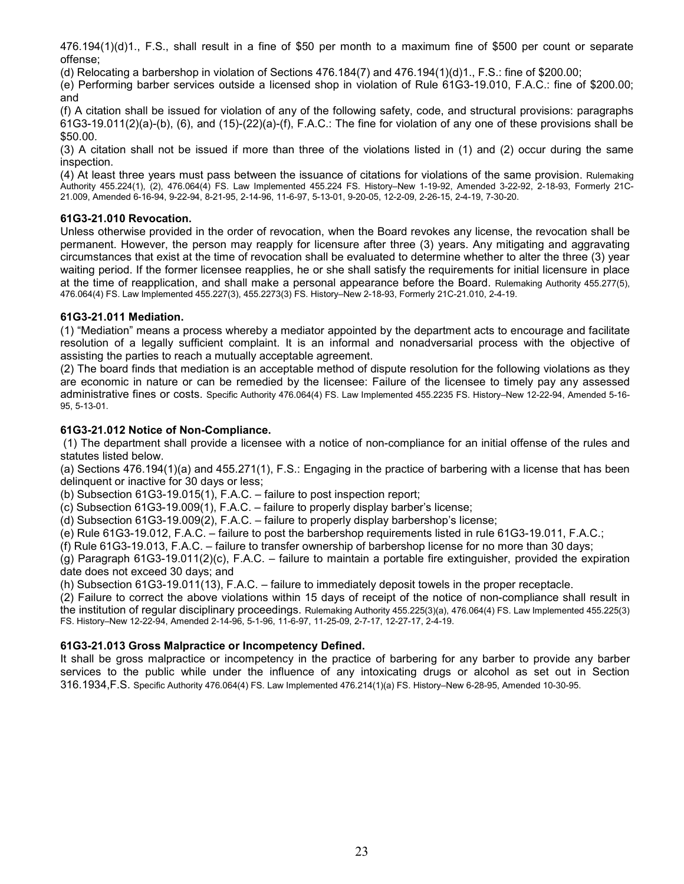476.194(1)(d)1., F.S., shall result in a fine of $50 per month to a maximum fine of $500 per count or separate offense;

(d) Relocating a barbershop in violation of Sections 476.184(7) and 476.194(1)(d)1., F.S.: fine of $200.00;

(e) Performing barber services outside a licensed shop in violation of Rule 61G3-19.010, F.A.C.: fine of $200.00; and

(f) A citation shall be issued for violation of any of the following safety, code, and structural provisions: paragraphs 61G3-19.011(2)(a)-(b), (6), and (15)-(22)(a)-(f), F.A.C.: The fine for violation of any one of these provisions shall be $50.00.

(3) A citation shall not be issued if more than three of the violations listed in (1) and (2) occur during the same inspection.

(4) At least three years must pass between the issuance of citations for violations of the same provision. Rulemaking Authority 455.224(1), (2), 476.064(4) FS. Law Implemented 455.224 FS. History–New 1-19-92, Amended 3-22-92, 2-18-93, Formerly 21C-21.009, Amended 6-16-94, 9-22-94, 8-21-95, 2-14-96, 11-6-97, 5-13-01, 9-20-05, 12-2-09, 2-26-15, 2-4-19, 7-30-20.

### 61G3-21.010 Revocation.

Unless otherwise provided in the order of revocation, when the Board revokes any license, the revocation shall be permanent. However, the person may reapply for licensure after three (3) years. Any mitigating and aggravating circumstances that exist at the time of revocation shall be evaluated to determine whether to alter the three (3) year waiting period. If the former licensee reapplies, he or she shall satisfy the requirements for initial licensure in place at the time of reapplication, and shall make a personal appearance before the Board. Rulemaking Authority 455.277(5), 476.064(4) FS. Law Implemented 455.227(3), 455.2273(3) FS. History–New 2-18-93, Formerly 21C-21.010, 2-4-19.

### 61G3-21.011 Mediation.

(1) "Mediation" means a process whereby a mediator appointed by the department acts to encourage and facilitate resolution of a legally sufficient complaint. It is an informal and nonadversarial process with the objective of assisting the parties to reach a mutually acceptable agreement.

(2) The board finds that mediation is an acceptable method of dispute resolution for the following violations as they are economic in nature or can be remedied by the licensee: Failure of the licensee to timely pay any assessed administrative fines or costs. Specific Authority 476.064(4) FS. Law Implemented 455.2235 FS. History–New 12-22-94, Amended 5-16-95, 5-13-01.

### 61G3-21.012 Notice of Non-Compliance.

(1) The department shall provide a licensee with a notice of non-compliance for an initial offense of the rules and statutes listed below.

(a) Sections 476.194(1)(a) and 455.271(1), F.S.: Engaging in the practice of barbering with a license that has been delinquent or inactive for 30 days or less;

(b) Subsection 61G3-19.015(1), F.A.C. – failure to post inspection report;

(c) Subsection 61G3-19.009(1), F.A.C. – failure to properly display barber's license;

(d) Subsection 61G3-19.009(2), F.A.C. – failure to properly display barbershop's license;

(e) Rule 61G3-19.012, F.A.C. – failure to post the barbershop requirements listed in rule 61G3-19.011, F.A.C.;

(f) Rule 61G3-19.013, F.A.C. – failure to transfer ownership of barbershop license for no more than 30 days;

(g) Paragraph 61G3-19.011(2)(c), F.A.C. – failure to maintain a portable fire extinguisher, provided the expiration date does not exceed 30 days; and

(h) Subsection 61G3-19.011(13), F.A.C. – failure to immediately deposit towels in the proper receptacle.

(2) Failure to correct the above violations within 15 days of receipt of the notice of non-compliance shall result in the institution of regular disciplinary proceedings. Rulemaking Authority 455.225(3)(a), 476.064(4) FS. Law Implemented 455.225(3) FS. History–New 12-22-94, Amended 2-14-96, 5-1-96, 11-6-97, 11-25-09, 2-7-17, 12-27-17, 2-4-19.

### 61G3-21.013 Gross Malpractice or Incompetency Defined.

It shall be gross malpractice or incompetency in the practice of barbering for any barber to provide any barber services to the public while under the influence of any intoxicating drugs or alcohol as set out in Section 316.1934,F.S. Specific Authority 476.064(4) FS. Law Implemented 476.214(1)(a) FS. History–New 6-28-95, Amended 10-30-95.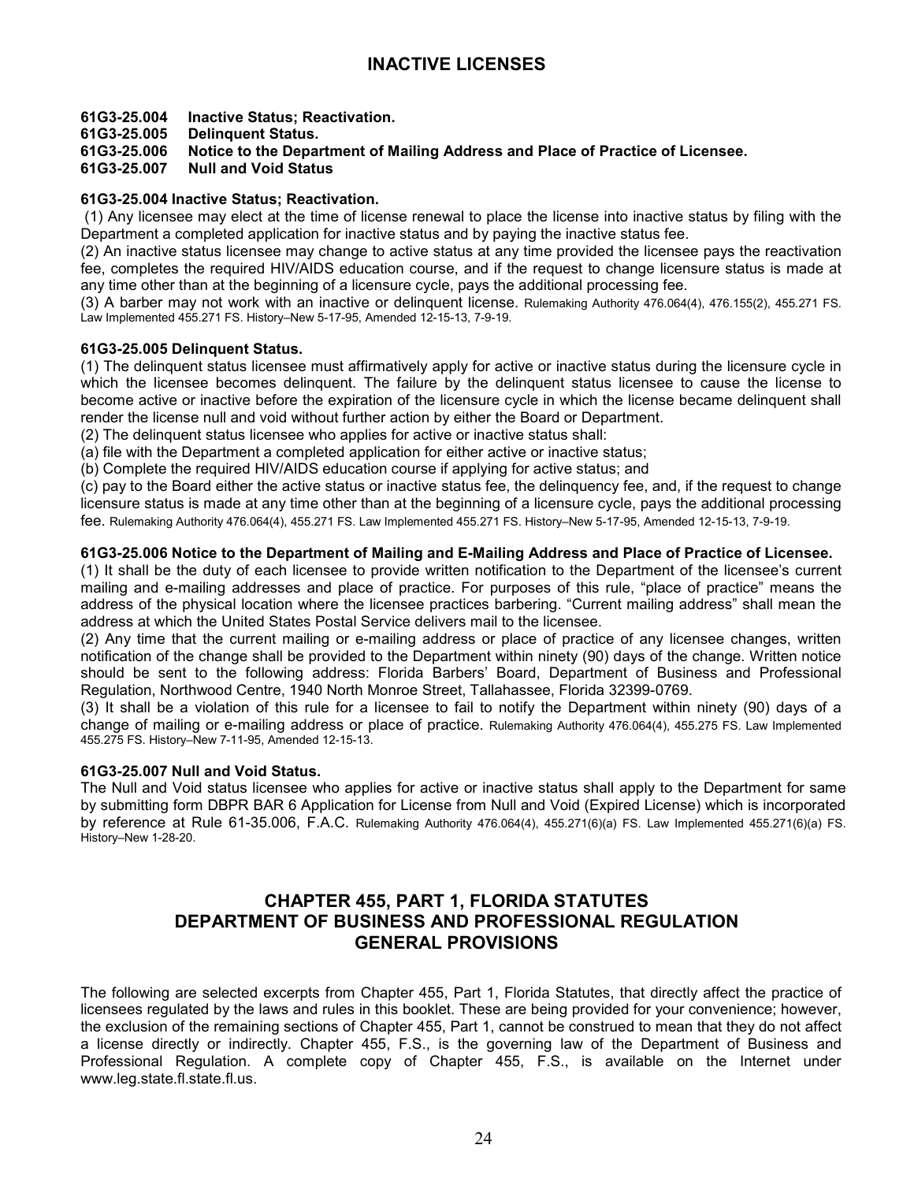# INACTIVE LICENSES

**61G3-25.004 Inactive Status; Reactivation.**
**61G3-25.005 Delinquent Status.**
**61G3-25.006 Notice to the Department of Mailing Address and Place of Practice of Licensee.**
**61G3-25.007 Null and Void Status**

**61G3-25.004 Inactive Status; Reactivation.**

(1) Any licensee may elect at the time of license renewal to place the license into inactive status by filing with the Department a completed application for inactive status and by paying the inactive status fee.

(2) An inactive status licensee may change to active status at any time provided the licensee pays the reactivation fee, completes the required HIV/AIDS education course, and if the request to change licensure status is made at any time other than at the beginning of a licensure cycle, pays the additional processing fee.

(3) A barber may not work with an inactive or delinquent license. Rulemaking Authority 476.064(4), 476.155(2), 455.271 FS. Law Implemented 455.271 FS. History–New 5-17-95, Amended 12-15-13, 7-9-19.

**61G3-25.005 Delinquent Status.**

(1) The delinquent status licensee must affirmatively apply for active or inactive status during the licensure cycle in which the licensee becomes delinquent. The failure by the delinquent status licensee to cause the license to become active or inactive before the expiration of the licensure cycle in which the license became delinquent shall render the license null and void without further action by either the Board or Department.

(2) The delinquent status licensee who applies for active or inactive status shall:

(a) file with the Department a completed application for either active or inactive status;

(b) Complete the required HIV/AIDS education course if applying for active status; and

(c) pay to the Board either the active status or inactive status fee, the delinquency fee, and, if the request to change licensure status is made at any time other than at the beginning of a licensure cycle, pays the additional processing fee. Rulemaking Authority 476.064(4), 455.271 FS. Law Implemented 455.271 FS. History–New 5-17-95, Amended 12-15-13, 7-9-19.

**61G3-25.006 Notice to the Department of Mailing and E-Mailing Address and Place of Practice of Licensee.**

(1) It shall be the duty of each licensee to provide written notification to the Department of the licensee's current mailing and e-mailing addresses and place of practice. For purposes of this rule, "place of practice" means the address of the physical location where the licensee practices barbering. "Current mailing address" shall mean the address at which the United States Postal Service delivers mail to the licensee.

(2) Any time that the current mailing or e-mailing address or place of practice of any licensee changes, written notification of the change shall be provided to the Department within ninety (90) days of the change. Written notice should be sent to the following address: Florida Barbers' Board, Department of Business and Professional Regulation, Northwood Centre, 1940 North Monroe Street, Tallahassee, Florida 32399-0769.

(3) It shall be a violation of this rule for a licensee to fail to notify the Department within ninety (90) days of a change of mailing or e-mailing address or place of practice. Rulemaking Authority 476.064(4), 455.275 FS. Law Implemented 455.275 FS. History–New 7-11-95, Amended 12-15-13.

**61G3-25.007 Null and Void Status.**

The Null and Void status licensee who applies for active or inactive status shall apply to the Department for same by submitting form DBPR BAR 6 Application for License from Null and Void (Expired License) which is incorporated by reference at Rule 61-35.006, F.A.C. Rulemaking Authority 476.064(4), 455.271(6)(a) FS. Law Implemented 455.271(6)(a) FS. History–New 1-28-20.

# CHAPTER 455, PART 1, FLORIDA STATUTES
# DEPARTMENT OF BUSINESS AND PROFESSIONAL REGULATION
# GENERAL PROVISIONS

The following are selected excerpts from Chapter 455, Part 1, Florida Statutes, that directly affect the practice of licensees regulated by the laws and rules in this booklet. These are being provided for your convenience; however, the exclusion of the remaining sections of Chapter 455, Part 1, cannot be construed to mean that they do not affect a license directly or indirectly. Chapter 455, F.S., is the governing law of the Department of Business and Professional Regulation. A complete copy of Chapter 455, F.S., is available on the Internet under www.leg.state.fl.state.fl.us.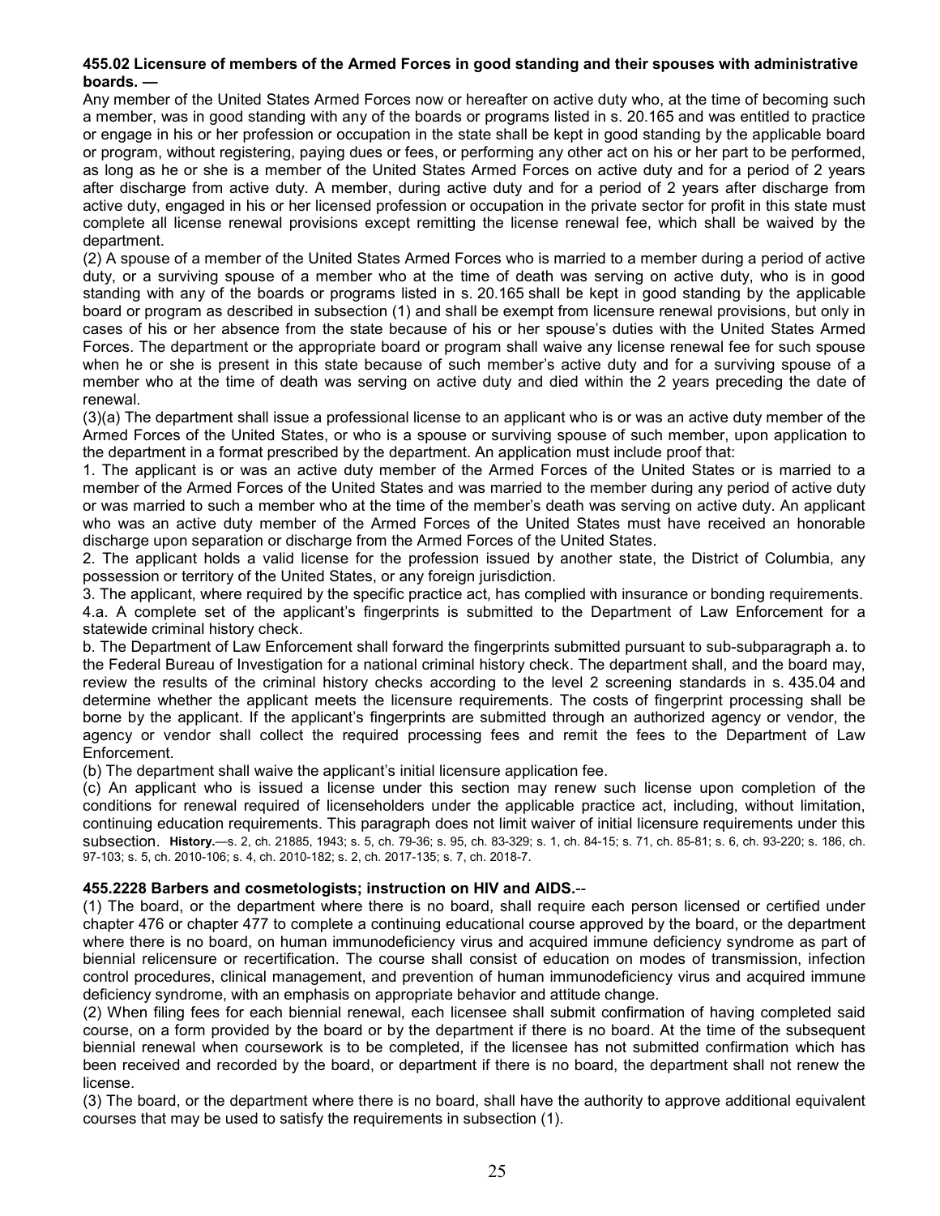**455.02 Licensure of members of the Armed Forces in good standing and their spouses with administrative boards. —**

Any member of the United States Armed Forces now or hereafter on active duty who, at the time of becoming such a member, was in good standing with any of the boards or programs listed in s. 20.165 and was entitled to practice or engage in his or her profession or occupation in the state shall be kept in good standing by the applicable board or program, without registering, paying dues or fees, or performing any other act on his or her part to be performed, as long as he or she is a member of the United States Armed Forces on active duty and for a period of 2 years after discharge from active duty. A member, during active duty and for a period of 2 years after discharge from active duty, engaged in his or her licensed profession or occupation in the private sector for profit in this state must complete all license renewal provisions except remitting the license renewal fee, which shall be waived by the department.

(2) A spouse of a member of the United States Armed Forces who is married to a member during a period of active duty, or a surviving spouse of a member who at the time of death was serving on active duty, who is in good standing with any of the boards or programs listed in s. 20.165 shall be kept in good standing by the applicable board or program as described in subsection (1) and shall be exempt from licensure renewal provisions, but only in cases of his or her absence from the state because of his or her spouse's duties with the United States Armed Forces. The department or the appropriate board or program shall waive any license renewal fee for such spouse when he or she is present in this state because of such member's active duty and for a surviving spouse of a member who at the time of death was serving on active duty and died within the 2 years preceding the date of renewal.

(3)(a) The department shall issue a professional license to an applicant who is or was an active duty member of the Armed Forces of the United States, or who is a spouse or surviving spouse of such member, upon application to the department in a format prescribed by the department. An application must include proof that:

1. The applicant is or was an active duty member of the Armed Forces of the United States or is married to a member of the Armed Forces of the United States and was married to the member during any period of active duty or was married to such a member who at the time of the member's death was serving on active duty. An applicant who was an active duty member of the Armed Forces of the United States must have received an honorable discharge upon separation or discharge from the Armed Forces of the United States.

2. The applicant holds a valid license for the profession issued by another state, the District of Columbia, any possession or territory of the United States, or any foreign jurisdiction.

3. The applicant, where required by the specific practice act, has complied with insurance or bonding requirements.

4.a. A complete set of the applicant's fingerprints is submitted to the Department of Law Enforcement for a statewide criminal history check.

b. The Department of Law Enforcement shall forward the fingerprints submitted pursuant to sub-subparagraph a. to the Federal Bureau of Investigation for a national criminal history check. The department shall, and the board may, review the results of the criminal history checks according to the level 2 screening standards in s. 435.04 and determine whether the applicant meets the licensure requirements. The costs of fingerprint processing shall be borne by the applicant. If the applicant's fingerprints are submitted through an authorized agency or vendor, the agency or vendor shall collect the required processing fees and remit the fees to the Department of Law Enforcement.

(b) The department shall waive the applicant's initial licensure application fee.

(c) An applicant who is issued a license under this section may renew such license upon completion of the conditions for renewal required of licenseholders under the applicable practice act, including, without limitation, continuing education requirements. This paragraph does not limit waiver of initial licensure requirements under this subsection. **History.**—s. 2, ch. 21885, 1943; s. 5, ch. 79-36; s. 95, ch. 83-329; s. 1, ch. 84-15; s. 71, ch. 85-81; s. 6, ch. 93-220; s. 186, ch. 97-103; s. 5, ch. 2010-106; s. 4, ch. 2010-182; s. 2, ch. 2017-135; s. 7, ch. 2018-7.

**455.2228 Barbers and cosmetologists; instruction on HIV and AIDS.**--

(1) The board, or the department where there is no board, shall require each person licensed or certified under chapter 476 or chapter 477 to complete a continuing educational course approved by the board, or the department where there is no board, on human immunodeficiency virus and acquired immune deficiency syndrome as part of biennial relicensure or recertification. The course shall consist of education on modes of transmission, infection control procedures, clinical management, and prevention of human immunodeficiency virus and acquired immune deficiency syndrome, with an emphasis on appropriate behavior and attitude change.

(2) When filing fees for each biennial renewal, each licensee shall submit confirmation of having completed said course, on a form provided by the board or by the department if there is no board. At the time of the subsequent biennial renewal when coursework is to be completed, if the licensee has not submitted confirmation which has been received and recorded by the board, or department if there is no board, the department shall not renew the license.

(3) The board, or the department where there is no board, shall have the authority to approve additional equivalent courses that may be used to satisfy the requirements in subsection (1).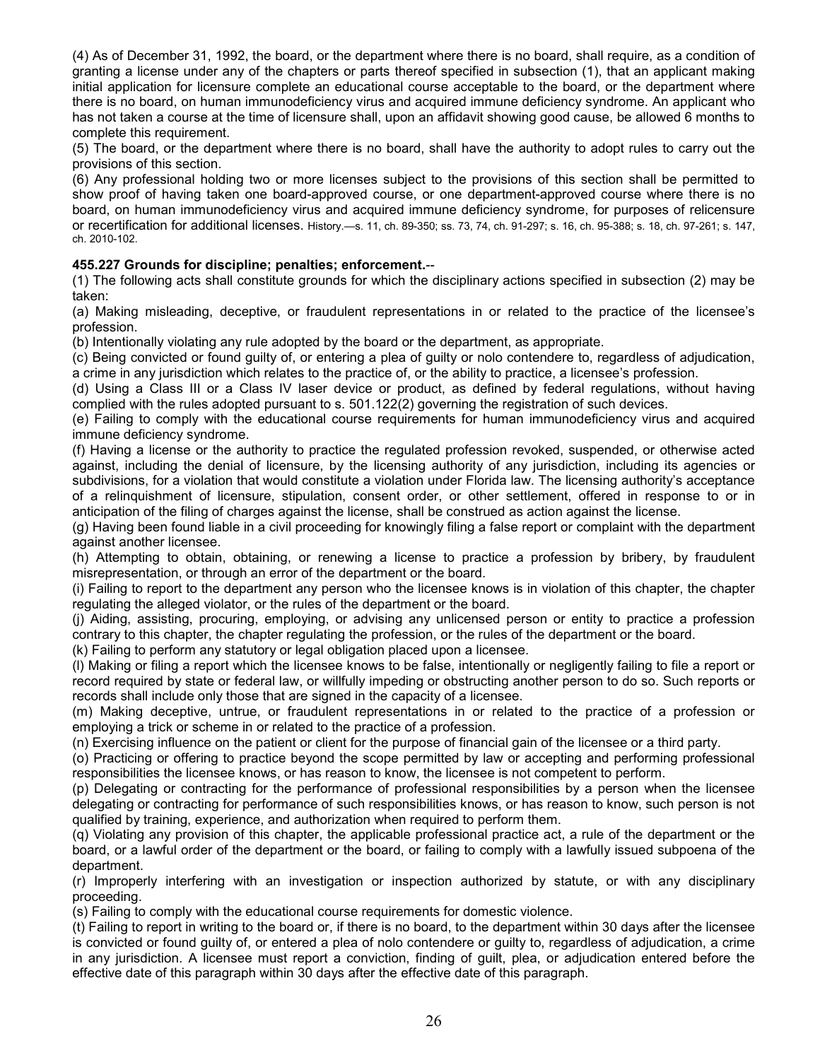(4) As of December 31, 1992, the board, or the department where there is no board, shall require, as a condition of granting a license under any of the chapters or parts thereof specified in subsection (1), that an applicant making initial application for licensure complete an educational course acceptable to the board, or the department where there is no board, on human immunodeficiency virus and acquired immune deficiency syndrome. An applicant who has not taken a course at the time of licensure shall, upon an affidavit showing good cause, be allowed 6 months to complete this requirement.

(5) The board, or the department where there is no board, shall have the authority to adopt rules to carry out the provisions of this section.

(6) Any professional holding two or more licenses subject to the provisions of this section shall be permitted to show proof of having taken one board-approved course, or one department-approved course where there is no board, on human immunodeficiency virus and acquired immune deficiency syndrome, for purposes of relicensure or recertification for additional licenses. History.—s. 11, ch. 89-350; ss. 73, 74, ch. 91-297; s. 16, ch. 95-388; s. 18, ch. 97-261; s. 147, ch. 2010-102.

**455.227 Grounds for discipline; penalties; enforcement.**--

(1) The following acts shall constitute grounds for which the disciplinary actions specified in subsection (2) may be taken:

(a) Making misleading, deceptive, or fraudulent representations in or related to the practice of the licensee's profession.

(b) Intentionally violating any rule adopted by the board or the department, as appropriate.

(c) Being convicted or found guilty of, or entering a plea of guilty or nolo contendere to, regardless of adjudication, a crime in any jurisdiction which relates to the practice of, or the ability to practice, a licensee's profession.

(d) Using a Class III or a Class IV laser device or product, as defined by federal regulations, without having complied with the rules adopted pursuant to s. 501.122(2) governing the registration of such devices.

(e) Failing to comply with the educational course requirements for human immunodeficiency virus and acquired immune deficiency syndrome.

(f) Having a license or the authority to practice the regulated profession revoked, suspended, or otherwise acted against, including the denial of licensure, by the licensing authority of any jurisdiction, including its agencies or subdivisions, for a violation that would constitute a violation under Florida law. The licensing authority's acceptance of a relinquishment of licensure, stipulation, consent order, or other settlement, offered in response to or in anticipation of the filing of charges against the license, shall be construed as action against the license.

(g) Having been found liable in a civil proceeding for knowingly filing a false report or complaint with the department against another licensee.

(h) Attempting to obtain, obtaining, or renewing a license to practice a profession by bribery, by fraudulent misrepresentation, or through an error of the department or the board.

(i) Failing to report to the department any person who the licensee knows is in violation of this chapter, the chapter regulating the alleged violator, or the rules of the department or the board.

(j) Aiding, assisting, procuring, employing, or advising any unlicensed person or entity to practice a profession contrary to this chapter, the chapter regulating the profession, or the rules of the department or the board.

(k) Failing to perform any statutory or legal obligation placed upon a licensee.

(l) Making or filing a report which the licensee knows to be false, intentionally or negligently failing to file a report or record required by state or federal law, or willfully impeding or obstructing another person to do so. Such reports or records shall include only those that are signed in the capacity of a licensee.

(m) Making deceptive, untrue, or fraudulent representations in or related to the practice of a profession or employing a trick or scheme in or related to the practice of a profession.

(n) Exercising influence on the patient or client for the purpose of financial gain of the licensee or a third party.

(o) Practicing or offering to practice beyond the scope permitted by law or accepting and performing professional responsibilities the licensee knows, or has reason to know, the licensee is not competent to perform.

(p) Delegating or contracting for the performance of professional responsibilities by a person when the licensee delegating or contracting for performance of such responsibilities knows, or has reason to know, such person is not qualified by training, experience, and authorization when required to perform them.

(q) Violating any provision of this chapter, the applicable professional practice act, a rule of the department or the board, or a lawful order of the department or the board, or failing to comply with a lawfully issued subpoena of the department.

(r) Improperly interfering with an investigation or inspection authorized by statute, or with any disciplinary proceeding.

(s) Failing to comply with the educational course requirements for domestic violence.

(t) Failing to report in writing to the board or, if there is no board, to the department within 30 days after the licensee is convicted or found guilty of, or entered a plea of nolo contendere or guilty to, regardless of adjudication, a crime in any jurisdiction. A licensee must report a conviction, finding of guilt, plea, or adjudication entered before the effective date of this paragraph within 30 days after the effective date of this paragraph.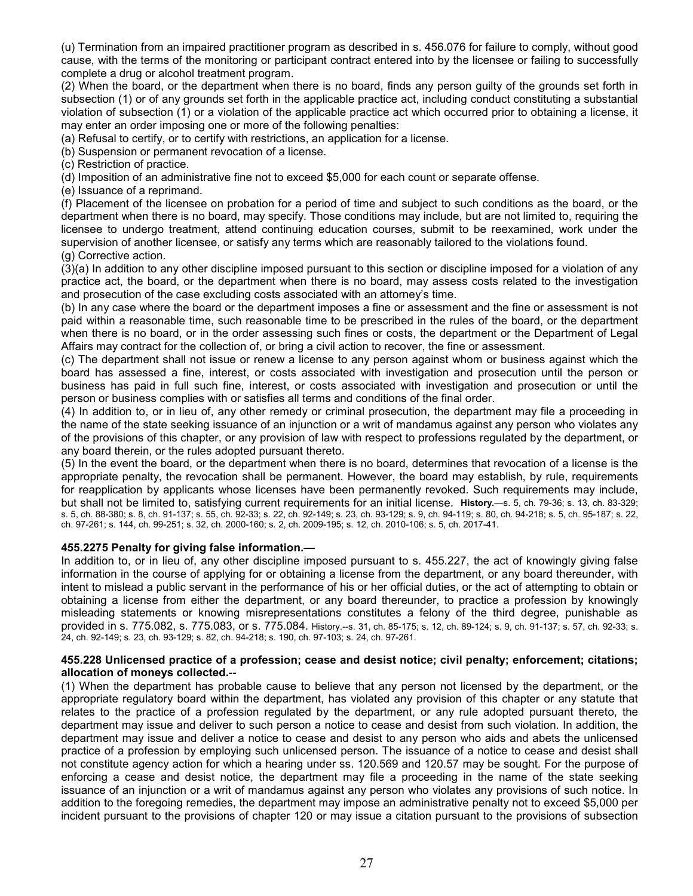(u) Termination from an impaired practitioner program as described in s. 456.076 for failure to comply, without good cause, with the terms of the monitoring or participant contract entered into by the licensee or failing to successfully complete a drug or alcohol treatment program.

(2) When the board, or the department when there is no board, finds any person guilty of the grounds set forth in subsection (1) or of any grounds set forth in the applicable practice act, including conduct constituting a substantial violation of subsection (1) or a violation of the applicable practice act which occurred prior to obtaining a license, it may enter an order imposing one or more of the following penalties:

(a) Refusal to certify, or to certify with restrictions, an application for a license.

(b) Suspension or permanent revocation of a license.

(c) Restriction of practice.

(d) Imposition of an administrative fine not to exceed $5,000 for each count or separate offense.

(e) Issuance of a reprimand.

(f) Placement of the licensee on probation for a period of time and subject to such conditions as the board, or the department when there is no board, may specify. Those conditions may include, but are not limited to, requiring the licensee to undergo treatment, attend continuing education courses, submit to be reexamined, work under the supervision of another licensee, or satisfy any terms which are reasonably tailored to the violations found.

(g) Corrective action.

(3)(a) In addition to any other discipline imposed pursuant to this section or discipline imposed for a violation of any practice act, the board, or the department when there is no board, may assess costs related to the investigation and prosecution of the case excluding costs associated with an attorney's time.

(b) In any case where the board or the department imposes a fine or assessment and the fine or assessment is not paid within a reasonable time, such reasonable time to be prescribed in the rules of the board, or the department when there is no board, or in the order assessing such fines or costs, the department or the Department of Legal Affairs may contract for the collection of, or bring a civil action to recover, the fine or assessment.

(c) The department shall not issue or renew a license to any person against whom or business against which the board has assessed a fine, interest, or costs associated with investigation and prosecution until the person or business has paid in full such fine, interest, or costs associated with investigation and prosecution or until the person or business complies with or satisfies all terms and conditions of the final order.

(4) In addition to, or in lieu of, any other remedy or criminal prosecution, the department may file a proceeding in the name of the state seeking issuance of an injunction or a writ of mandamus against any person who violates any of the provisions of this chapter, or any provision of law with respect to professions regulated by the department, or any board therein, or the rules adopted pursuant thereto.

(5) In the event the board, or the department when there is no board, determines that revocation of a license is the appropriate penalty, the revocation shall be permanent. However, the board may establish, by rule, requirements for reapplication by applicants whose licenses have been permanently revoked. Such requirements may include, but shall not be limited to, satisfying current requirements for an initial license. **History.**—s. 5, ch. 79-36; s. 13, ch. 83-329; s. 5, ch. 88-380; s. 8, ch. 91-137; s. 55, ch. 92-33; s. 22, ch. 92-149; s. 23, ch. 93-129; s. 9, ch. 94-119; s. 80, ch. 94-218; s. 5, ch. 95-187; s. 22, ch. 97-261; s. 144, ch. 99-251; s. 32, ch. 2000-160; s. 2, ch. 2009-195; s. 12, ch. 2010-106; s. 5, ch. 2017-41.

**455.2275 Penalty for giving false information.—**

In addition to, or in lieu of, any other discipline imposed pursuant to s. 455.227, the act of knowingly giving false information in the course of applying for or obtaining a license from the department, or any board thereunder, with intent to mislead a public servant in the performance of his or her official duties, or the act of attempting to obtain or obtaining a license from either the department, or any board thereunder, to practice a profession by knowingly misleading statements or knowing misrepresentations constitutes a felony of the third degree, punishable as provided in s. 775.082, s. 775.083, or s. 775.084. History.--s. 31, ch. 85-175; s. 12, ch. 89-124; s. 9, ch. 91-137; s. 57, ch. 92-33; s. 24, ch. 92-149; s. 23, ch. 93-129; s. 82, ch. 94-218; s. 190, ch. 97-103; s. 24, ch. 97-261.

**455.228 Unlicensed practice of a profession; cease and desist notice; civil penalty; enforcement; citations; allocation of moneys collected.**--

(1) When the department has probable cause to believe that any person not licensed by the department, or the appropriate regulatory board within the department, has violated any provision of this chapter or any statute that relates to the practice of a profession regulated by the department, or any rule adopted pursuant thereto, the department may issue and deliver to such person a notice to cease and desist from such violation. In addition, the department may issue and deliver a notice to cease and desist to any person who aids and abets the unlicensed practice of a profession by employing such unlicensed person. The issuance of a notice to cease and desist shall not constitute agency action for which a hearing under ss. 120.569 and 120.57 may be sought. For the purpose of enforcing a cease and desist notice, the department may file a proceeding in the name of the state seeking issuance of an injunction or a writ of mandamus against any person who violates any provisions of such notice. In addition to the foregoing remedies, the department may impose an administrative penalty not to exceed $5,000 per incident pursuant to the provisions of chapter 120 or may issue a citation pursuant to the provisions of subsection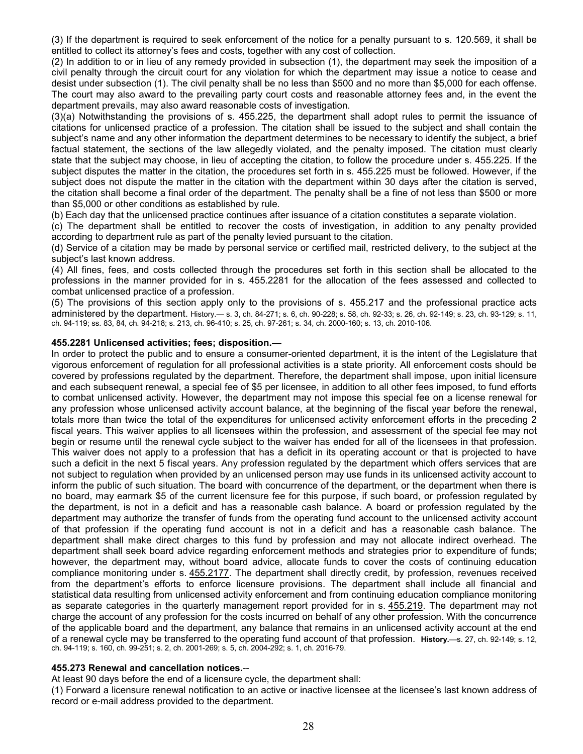(3) If the department is required to seek enforcement of the notice for a penalty pursuant to s. 120.569, it shall be entitled to collect its attorney's fees and costs, together with any cost of collection.

(2) In addition to or in lieu of any remedy provided in subsection (1), the department may seek the imposition of a civil penalty through the circuit court for any violation for which the department may issue a notice to cease and desist under subsection (1). The civil penalty shall be no less than $500 and no more than $5,000 for each offense. The court may also award to the prevailing party court costs and reasonable attorney fees and, in the event the department prevails, may also award reasonable costs of investigation.

(3)(a) Notwithstanding the provisions of s. 455.225, the department shall adopt rules to permit the issuance of citations for unlicensed practice of a profession. The citation shall be issued to the subject and shall contain the subject's name and any other information the department determines to be necessary to identify the subject, a brief factual statement, the sections of the law allegedly violated, and the penalty imposed. The citation must clearly state that the subject may choose, in lieu of accepting the citation, to follow the procedure under s. 455.225. If the subject disputes the matter in the citation, the procedures set forth in s. 455.225 must be followed. However, if the subject does not dispute the matter in the citation with the department within 30 days after the citation is served, the citation shall become a final order of the department. The penalty shall be a fine of not less than $500 or more than $5,000 or other conditions as established by rule.

(b) Each day that the unlicensed practice continues after issuance of a citation constitutes a separate violation.

(c) The department shall be entitled to recover the costs of investigation, in addition to any penalty provided according to department rule as part of the penalty levied pursuant to the citation.

(d) Service of a citation may be made by personal service or certified mail, restricted delivery, to the subject at the subject's last known address.

(4) All fines, fees, and costs collected through the procedures set forth in this section shall be allocated to the professions in the manner provided for in s. 455.2281 for the allocation of the fees assessed and collected to combat unlicensed practice of a profession.

(5) The provisions of this section apply only to the provisions of s. 455.217 and the professional practice acts administered by the department. History.— s. 3, ch. 84-271; s. 6, ch. 90-228; s. 58, ch. 92-33; s. 26, ch. 92-149; s. 23, ch. 93-129; s. 11, ch. 94-119; ss. 83, 84, ch. 94-218; s. 213, ch. 96-410; s. 25, ch. 97-261; s. 34, ch. 2000-160; s. 13, ch. 2010-106.

**455.2281 Unlicensed activities; fees; disposition.—**

In order to protect the public and to ensure a consumer-oriented department, it is the intent of the Legislature that vigorous enforcement of regulation for all professional activities is a state priority. All enforcement costs should be covered by professions regulated by the department. Therefore, the department shall impose, upon initial licensure and each subsequent renewal, a special fee of $5 per licensee, in addition to all other fees imposed, to fund efforts to combat unlicensed activity. However, the department may not impose this special fee on a license renewal for any profession whose unlicensed activity account balance, at the beginning of the fiscal year before the renewal, totals more than twice the total of the expenditures for unlicensed activity enforcement efforts in the preceding 2 fiscal years. This waiver applies to all licensees within the profession, and assessment of the special fee may not begin or resume until the renewal cycle subject to the waiver has ended for all of the licensees in that profession. This waiver does not apply to a profession that has a deficit in its operating account or that is projected to have such a deficit in the next 5 fiscal years. Any profession regulated by the department which offers services that are not subject to regulation when provided by an unlicensed person may use funds in its unlicensed activity account to inform the public of such situation. The board with concurrence of the department, or the department when there is no board, may earmark $5 of the current licensure fee for this purpose, if such board, or profession regulated by the department, is not in a deficit and has a reasonable cash balance. A board or profession regulated by the department may authorize the transfer of funds from the operating fund account to the unlicensed activity account of that profession if the operating fund account is not in a deficit and has a reasonable cash balance. The department shall make direct charges to this fund by profession and may not allocate indirect overhead. The department shall seek board advice regarding enforcement methods and strategies prior to expenditure of funds; however, the department may, without board advice, allocate funds to cover the costs of continuing education compliance monitoring under s. 455.2177. The department shall directly credit, by profession, revenues received from the department's efforts to enforce licensure provisions. The department shall include all financial and statistical data resulting from unlicensed activity enforcement and from continuing education compliance monitoring as separate categories in the quarterly management report provided for in s. 455.219. The department may not charge the account of any profession for the costs incurred on behalf of any other profession. With the concurrence of the applicable board and the department, any balance that remains in an unlicensed activity account at the end of a renewal cycle may be transferred to the operating fund account of that profession. **History.**—s. 27, ch. 92-149; s. 12, ch. 94-119; s. 160, ch. 99-251; s. 2, ch. 2001-269; s. 5, ch. 2004-292; s. 1, ch. 2016-79.

**455.273 Renewal and cancellation notices.**--

At least 90 days before the end of a licensure cycle, the department shall:

(1) Forward a licensure renewal notification to an active or inactive licensee at the licensee's last known address of record or e-mail address provided to the department.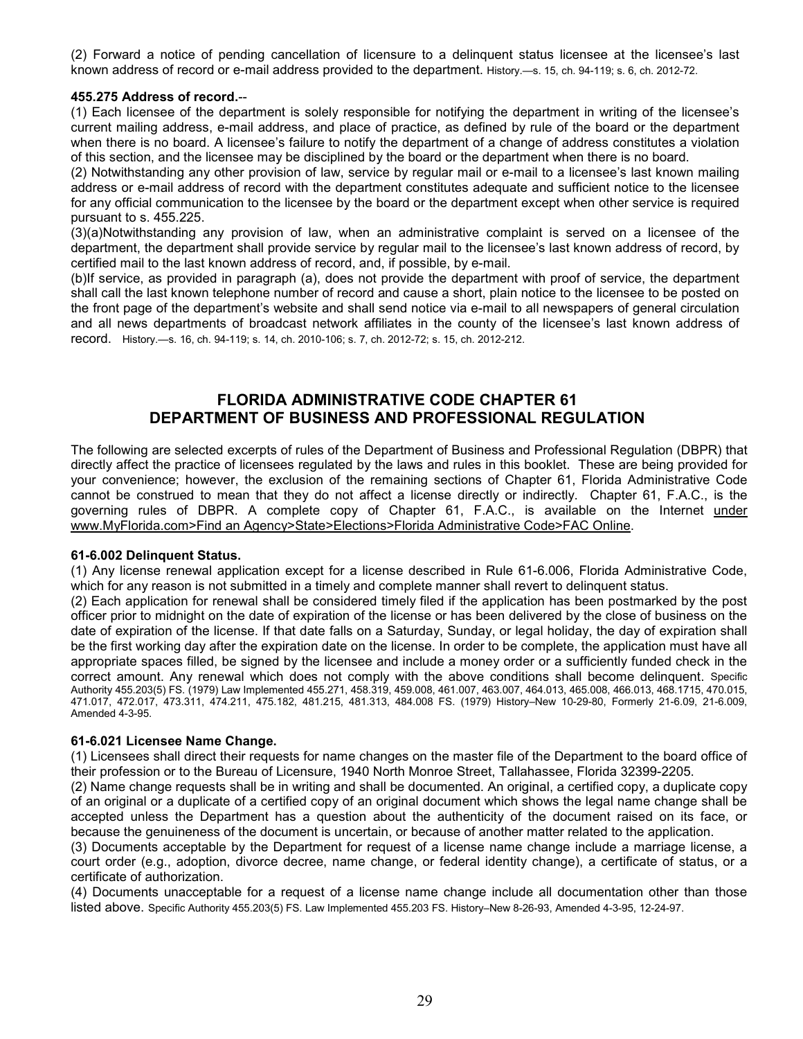(2) Forward a notice of pending cancellation of licensure to a delinquent status licensee at the licensee's last known address of record or e-mail address provided to the department. History.—s. 15, ch. 94-119; s. 6, ch. 2012-72.

**455.275 Address of record.**--

(1) Each licensee of the department is solely responsible for notifying the department in writing of the licensee's current mailing address, e-mail address, and place of practice, as defined by rule of the board or the department when there is no board. A licensee's failure to notify the department of a change of address constitutes a violation of this section, and the licensee may be disciplined by the board or the department when there is no board.

(2) Notwithstanding any other provision of law, service by regular mail or e-mail to a licensee's last known mailing address or e-mail address of record with the department constitutes adequate and sufficient notice to the licensee for any official communication to the licensee by the board or the department except when other service is required pursuant to s. 455.225.

(3)(a)Notwithstanding any provision of law, when an administrative complaint is served on a licensee of the department, the department shall provide service by regular mail to the licensee's last known address of record, by certified mail to the last known address of record, and, if possible, by e-mail.

(b)If service, as provided in paragraph (a), does not provide the department with proof of service, the department shall call the last known telephone number of record and cause a short, plain notice to the licensee to be posted on the front page of the department's website and shall send notice via e-mail to all newspapers of general circulation and all news departments of broadcast network affiliates in the county of the licensee's last known address of record. History.—s. 16, ch. 94-119; s. 14, ch. 2010-106; s. 7, ch. 2012-72; s. 15, ch. 2012-212.

## FLORIDA ADMINISTRATIVE CODE CHAPTER 61
## DEPARTMENT OF BUSINESS AND PROFESSIONAL REGULATION

The following are selected excerpts of rules of the Department of Business and Professional Regulation (DBPR) that directly affect the practice of licensees regulated by the laws and rules in this booklet. These are being provided for your convenience; however, the exclusion of the remaining sections of Chapter 61, Florida Administrative Code cannot be construed to mean that they do not affect a license directly or indirectly. Chapter 61, F.A.C., is the governing rules of DBPR. A complete copy of Chapter 61, F.A.C., is available on the Internet under www.MyFlorida.com>Find an Agency>State>Elections>Florida Administrative Code>FAC Online.

**61-6.002 Delinquent Status.**

(1) Any license renewal application except for a license described in Rule 61-6.006, Florida Administrative Code, which for any reason is not submitted in a timely and complete manner shall revert to delinquent status.

(2) Each application for renewal shall be considered timely filed if the application has been postmarked by the post officer prior to midnight on the date of expiration of the license or has been delivered by the close of business on the date of expiration of the license. If that date falls on a Saturday, Sunday, or legal holiday, the day of expiration shall be the first working day after the expiration date on the license. In order to be complete, the application must have all appropriate spaces filled, be signed by the licensee and include a money order or a sufficiently funded check in the correct amount. Any renewal which does not comply with the above conditions shall become delinquent. Specific Authority 455.203(5) FS. (1979) Law Implemented 455.271, 458.319, 459.008, 461.007, 463.007, 464.013, 465.008, 466.013, 468.1715, 470.015, 471.017, 472.017, 473.311, 474.211, 475.182, 481.215, 481.313, 484.008 FS. (1979) History–New 10-29-80, Formerly 21-6.09, 21-6.009, Amended 4-3-95.

**61-6.021 Licensee Name Change.**

(1) Licensees shall direct their requests for name changes on the master file of the Department to the board office of their profession or to the Bureau of Licensure, 1940 North Monroe Street, Tallahassee, Florida 32399-2205.

(2) Name change requests shall be in writing and shall be documented. An original, a certified copy, a duplicate copy of an original or a duplicate of a certified copy of an original document which shows the legal name change shall be accepted unless the Department has a question about the authenticity of the document raised on its face, or because the genuineness of the document is uncertain, or because of another matter related to the application.

(3) Documents acceptable by the Department for request of a license name change include a marriage license, a court order (e.g., adoption, divorce decree, name change, or federal identity change), a certificate of status, or a certificate of authorization.

(4) Documents unacceptable for a request of a license name change include all documentation other than those listed above. Specific Authority 455.203(5) FS. Law Implemented 455.203 FS. History–New 8-26-93, Amended 4-3-95, 12-24-97.